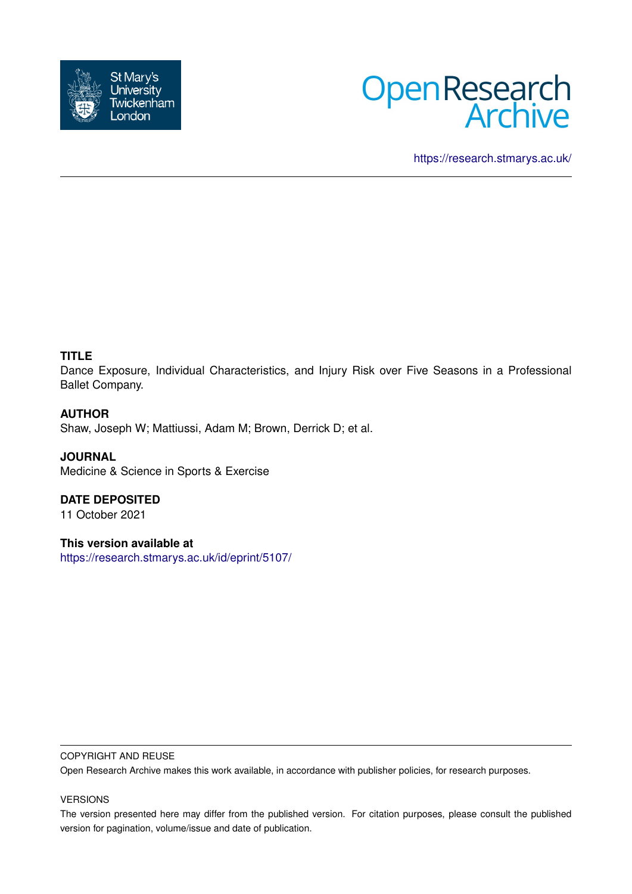St Mary's University Twickenham London

Open Research Archive

https://research.stmarys.ac.uk/

---

**TITLE**

Dance Exposure, Individual Characteristics, and Injury Risk over Five Seasons in a Professional Ballet Company.

**AUTHOR**

Shaw, Joseph W; Mattiussi, Adam M; Brown, Derrick D; et al.

**JOURNAL**

Medicine & Science in Sports & Exercise

**DATE DEPOSITED**

11 October 2021

**This version available at**

https://research.stmarys.ac.uk/id/eprint/5107/

---

COPYRIGHT AND REUSE

Open Research Archive makes this work available, in accordance with publisher policies, for research purposes.

VERSIONS

The version presented here may differ from the published version. For citation purposes, please consult the published version for pagination, volume/issue and date of publication.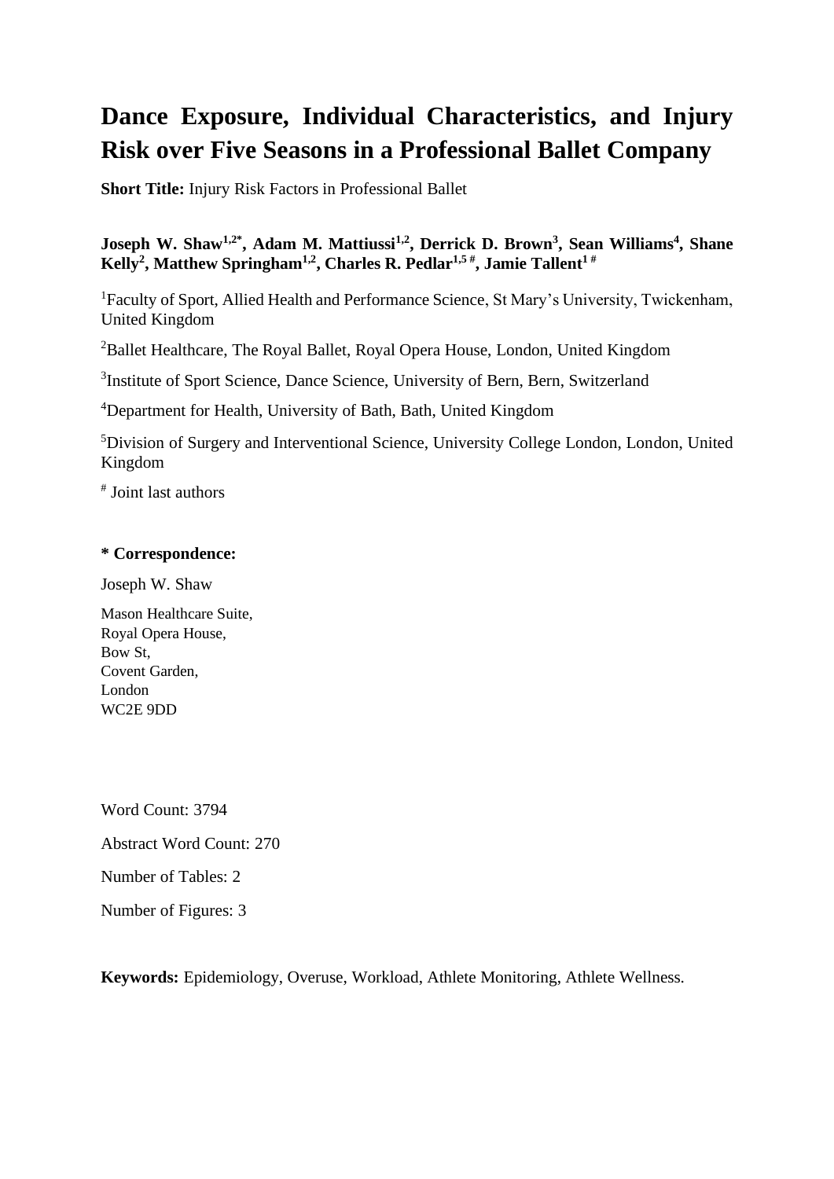# Dance Exposure, Individual Characteristics, and Injury Risk over Five Seasons in a Professional Ballet Company

**Short Title:** Injury Risk Factors in Professional Ballet

**Joseph W. Shaw[1,2*], Adam M. Mattiussi[1,2], Derrick D. Brown[3], Sean Williams[4], Shane Kelly[2], Matthew Springham[1,2], Charles R. Pedlar[1,5 #], Jamie Tallent[1 #]**

[1]Faculty of Sport, Allied Health and Performance Science, St Mary's University, Twickenham, United Kingdom

[2]Ballet Healthcare, The Royal Ballet, Royal Opera House, London, United Kingdom

[3]Institute of Sport Science, Dance Science, University of Bern, Bern, Switzerland

[4]Department for Health, University of Bath, Bath, United Kingdom

[5]Division of Surgery and Interventional Science, University College London, London, United Kingdom

[#] Joint last authors

**\* Correspondence:**

Joseph W. Shaw

Mason Healthcare Suite,
Royal Opera House,
Bow St,
Covent Garden,
London
WC2E 9DD

Word Count: 3794

Abstract Word Count: 270

Number of Tables: 2

Number of Figures: 3

**Keywords:** Epidemiology, Overuse, Workload, Athlete Monitoring, Athlete Wellness.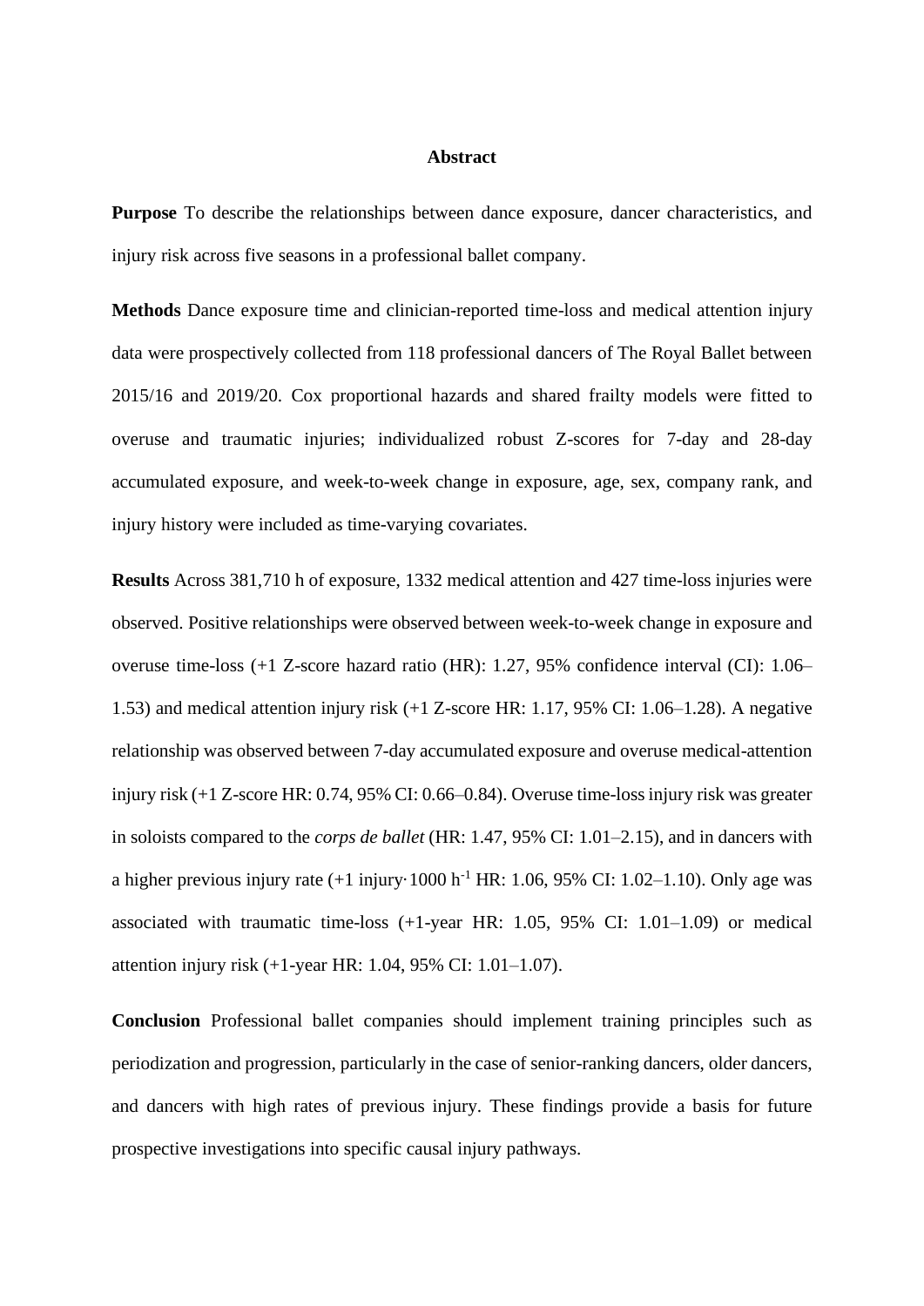## Abstract

**Purpose** To describe the relationships between dance exposure, dancer characteristics, and injury risk across five seasons in a professional ballet company.

**Methods** Dance exposure time and clinician-reported time-loss and medical attention injury data were prospectively collected from 118 professional dancers of The Royal Ballet between 2015/16 and 2019/20. Cox proportional hazards and shared frailty models were fitted to overuse and traumatic injuries; individualized robust Z-scores for 7-day and 28-day accumulated exposure, and week-to-week change in exposure, age, sex, company rank, and injury history were included as time-varying covariates.

**Results** Across 381,710 h of exposure, 1332 medical attention and 427 time-loss injuries were observed. Positive relationships were observed between week-to-week change in exposure and overuse time-loss (+1 Z-score hazard ratio (HR): 1.27, 95% confidence interval (CI): 1.06–1.53) and medical attention injury risk (+1 Z-score HR: 1.17, 95% CI: 1.06–1.28). A negative relationship was observed between 7-day accumulated exposure and overuse medical-attention injury risk (+1 Z-score HR: 0.74, 95% CI: 0.66–0.84). Overuse time-loss injury risk was greater in soloists compared to the *corps de ballet* (HR: 1.47, 95% CI: 1.01–2.15), and in dancers with a higher previous injury rate (+1 injury·1000 $h^{-1}$ HR: 1.06, 95% CI: 1.02–1.10). Only age was associated with traumatic time-loss (+1-year HR: 1.05, 95% CI: 1.01–1.09) or medical attention injury risk (+1-year HR: 1.04, 95% CI: 1.01–1.07).

**Conclusion** Professional ballet companies should implement training principles such as periodization and progression, particularly in the case of senior-ranking dancers, older dancers, and dancers with high rates of previous injury. These findings provide a basis for future prospective investigations into specific causal injury pathways.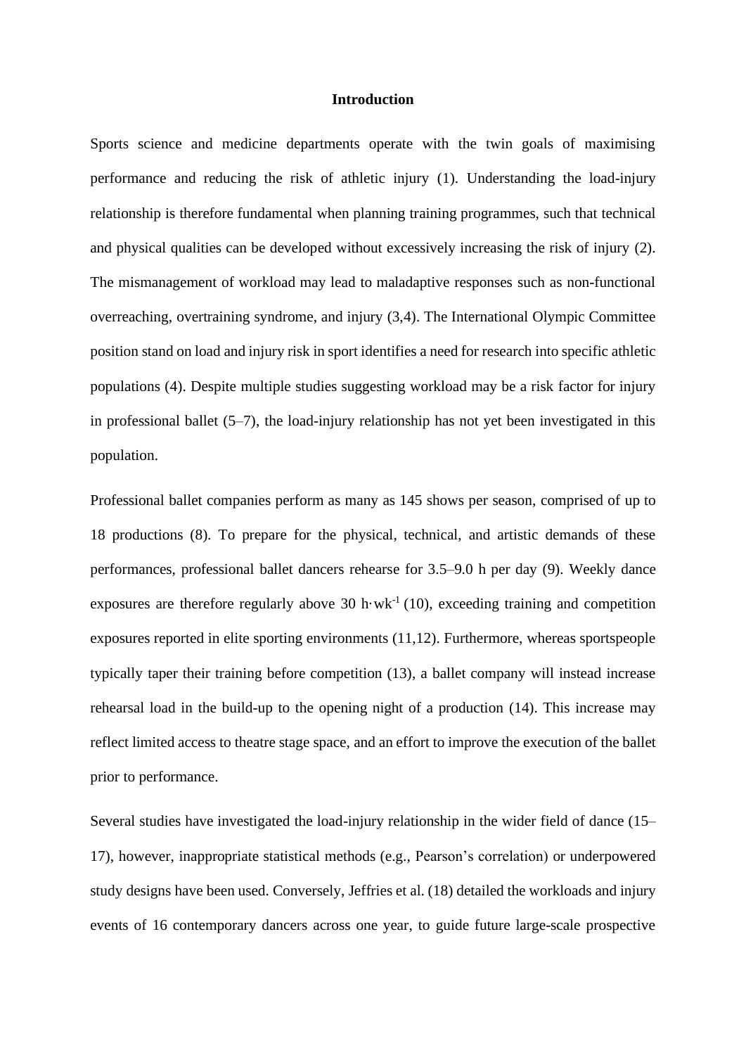# Introduction

Sports science and medicine departments operate with the twin goals of maximising performance and reducing the risk of athletic injury (1). Understanding the load-injury relationship is therefore fundamental when planning training programmes, such that technical and physical qualities can be developed without excessively increasing the risk of injury (2). The mismanagement of workload may lead to maladaptive responses such as non-functional overreaching, overtraining syndrome, and injury (3,4). The International Olympic Committee position stand on load and injury risk in sport identifies a need for research into specific athletic populations (4). Despite multiple studies suggesting workload may be a risk factor for injury in professional ballet (5–7), the load-injury relationship has not yet been investigated in this population.

Professional ballet companies perform as many as 145 shows per season, comprised of up to 18 productions (8). To prepare for the physical, technical, and artistic demands of these performances, professional ballet dancers rehearse for 3.5–9.0 h per day (9). Weekly dance exposures are therefore regularly above 30 $h \cdot wk^{-1}$ (10), exceeding training and competition exposures reported in elite sporting environments (11,12). Furthermore, whereas sportspeople typically taper their training before competition (13), a ballet company will instead increase rehearsal load in the build-up to the opening night of a production (14). This increase may reflect limited access to theatre stage space, and an effort to improve the execution of the ballet prior to performance.

Several studies have investigated the load-injury relationship in the wider field of dance (15–17), however, inappropriate statistical methods (e.g., Pearson's correlation) or underpowered study designs have been used. Conversely, Jeffries et al. (18) detailed the workloads and injury events of 16 contemporary dancers across one year, to guide future large-scale prospective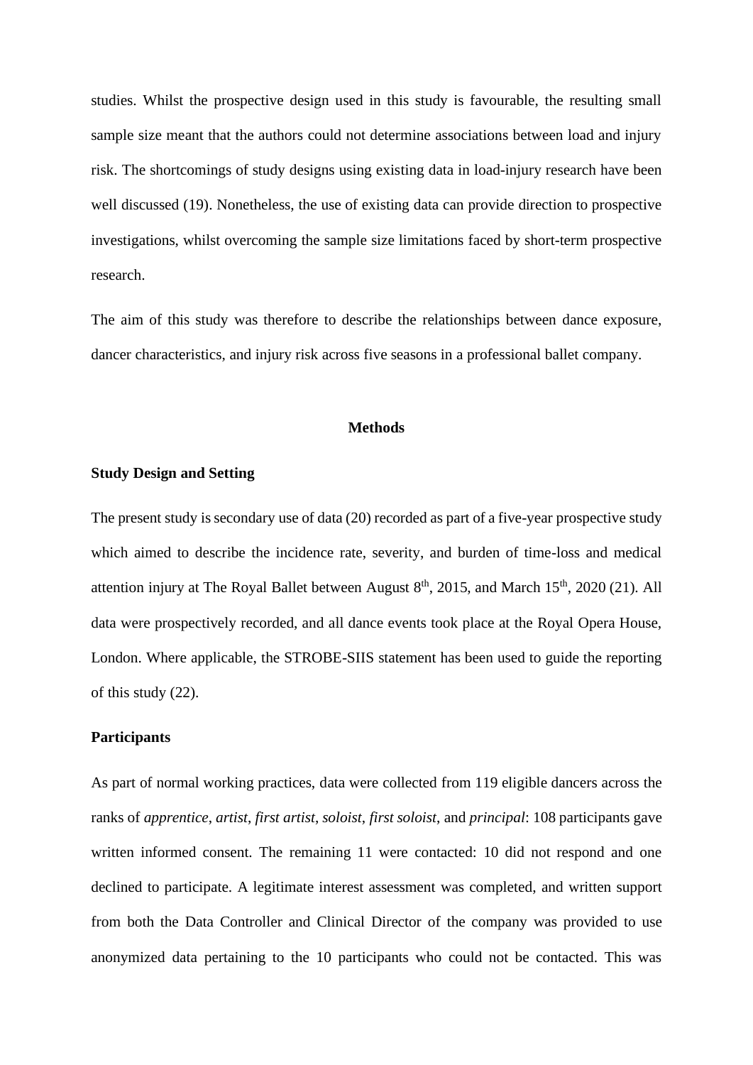studies. Whilst the prospective design used in this study is favourable, the resulting small sample size meant that the authors could not determine associations between load and injury risk. The shortcomings of study designs using existing data in load-injury research have been well discussed (19). Nonetheless, the use of existing data can provide direction to prospective investigations, whilst overcoming the sample size limitations faced by short-term prospective research.

The aim of this study was therefore to describe the relationships between dance exposure, dancer characteristics, and injury risk across five seasons in a professional ballet company.

## Methods

### Study Design and Setting

The present study is secondary use of data (20) recorded as part of a five-year prospective study which aimed to describe the incidence rate, severity, and burden of time-loss and medical attention injury at The Royal Ballet between August 8th, 2015, and March 15th, 2020 (21). All data were prospectively recorded, and all dance events took place at the Royal Opera House, London. Where applicable, the STROBE-SIIS statement has been used to guide the reporting of this study (22).

### Participants

As part of normal working practices, data were collected from 119 eligible dancers across the ranks of *apprentice*, *artist*, *first artist*, *soloist*, *first soloist*, and *principal*: 108 participants gave written informed consent. The remaining 11 were contacted: 10 did not respond and one declined to participate. A legitimate interest assessment was completed, and written support from both the Data Controller and Clinical Director of the company was provided to use anonymized data pertaining to the 10 participants who could not be contacted. This was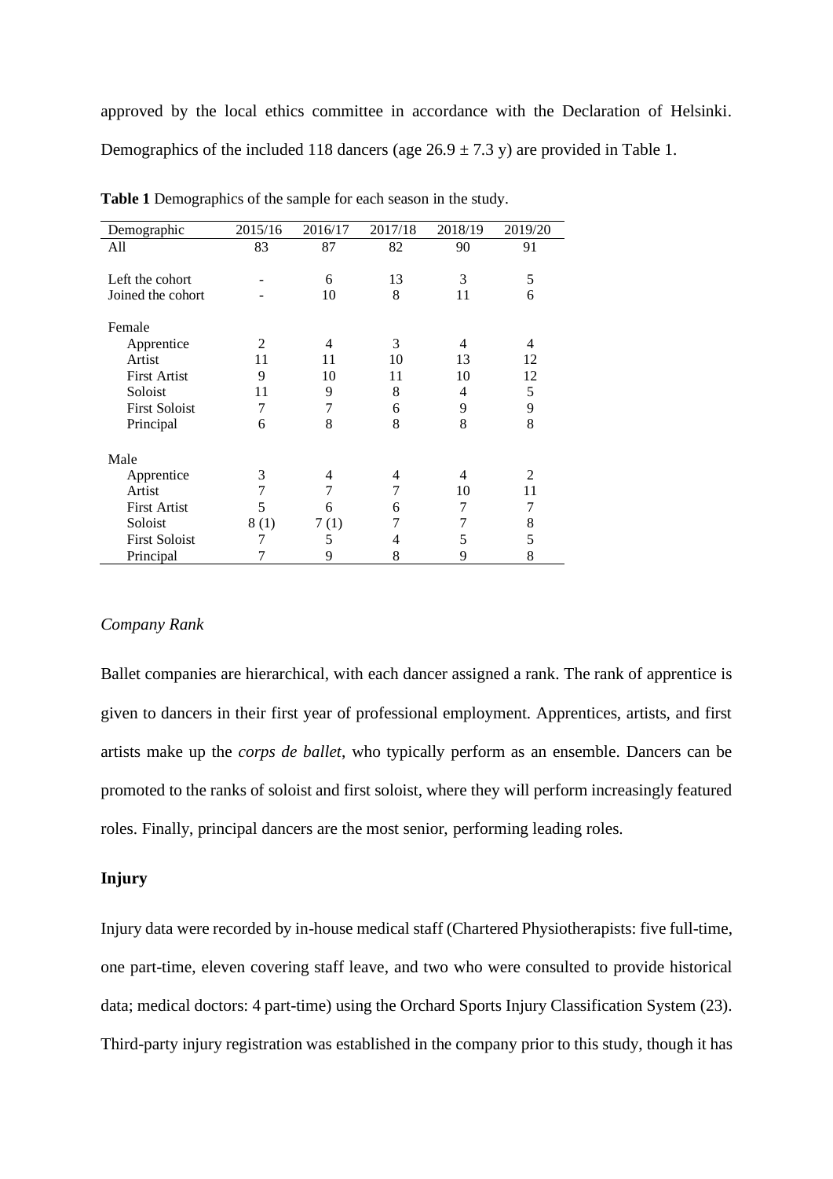approved by the local ethics committee in accordance with the Declaration of Helsinki. Demographics of the included 118 dancers (age 26.9 ± 7.3 y) are provided in Table 1.

**Table 1** Demographics of the sample for each season in the study.

| Demographic | 2015/16 | 2016/17 | 2017/18 | 2018/19 | 2019/20 |
|---|---|---|---|---|---|
| All | 83 | 87 | 82 | 90 | 91 |
| | | | | | |
| Left the cohort | - | 6 | 13 | 3 | 5 |
| Joined the cohort | - | 10 | 8 | 11 | 6 |
| | | | | | |
| Female | | | | | |
| Apprentice | 2 | 4 | 3 | 4 | 4 |
| Artist | 11 | 11 | 10 | 13 | 12 |
| First Artist | 9 | 10 | 11 | 10 | 12 |
| Soloist | 11 | 9 | 8 | 4 | 5 |
| First Soloist | 7 | 7 | 6 | 9 | 9 |
| Principal | 6 | 8 | 8 | 8 | 8 |
| | | | | | |
| Male | | | | | |
| Apprentice | 3 | 4 | 4 | 4 | 2 |
| Artist | 7 | 7 | 7 | 10 | 11 |
| First Artist | 5 | 6 | 6 | 7 | 7 |
| Soloist | 8 (1) | 7 (1) | 7 | 7 | 8 |
| First Soloist | 7 | 5 | 4 | 5 | 5 |
| Principal | 7 | 9 | 8 | 9 | 8 |

*Company Rank*

Ballet companies are hierarchical, with each dancer assigned a rank. The rank of apprentice is given to dancers in their first year of professional employment. Apprentices, artists, and first artists make up the *corps de ballet*, who typically perform as an ensemble. Dancers can be promoted to the ranks of soloist and first soloist, where they will perform increasingly featured roles. Finally, principal dancers are the most senior, performing leading roles.

## Injury

Injury data were recorded by in-house medical staff (Chartered Physiotherapists: five full-time, one part-time, eleven covering staff leave, and two who were consulted to provide historical data; medical doctors: 4 part-time) using the Orchard Sports Injury Classification System (23). Third-party injury registration was established in the company prior to this study, though it has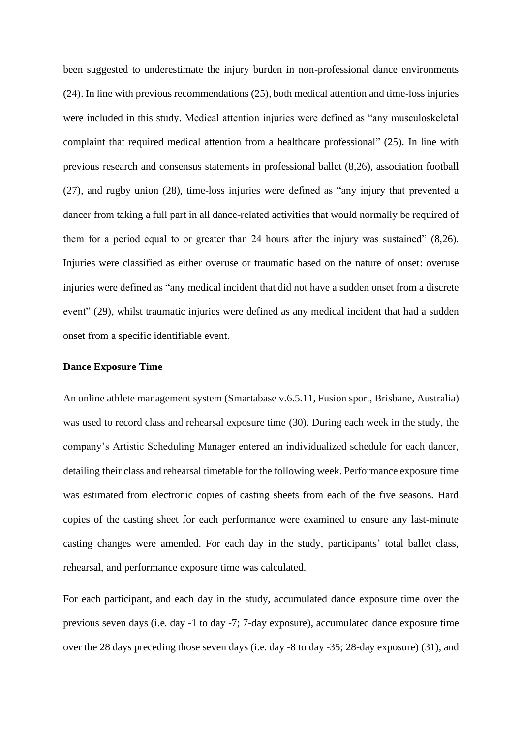been suggested to underestimate the injury burden in non-professional dance environments (24). In line with previous recommendations (25), both medical attention and time-loss injuries were included in this study. Medical attention injuries were defined as "any musculoskeletal complaint that required medical attention from a healthcare professional" (25). In line with previous research and consensus statements in professional ballet (8,26), association football (27), and rugby union (28), time-loss injuries were defined as "any injury that prevented a dancer from taking a full part in all dance-related activities that would normally be required of them for a period equal to or greater than 24 hours after the injury was sustained" (8,26). Injuries were classified as either overuse or traumatic based on the nature of onset: overuse injuries were defined as "any medical incident that did not have a sudden onset from a discrete event" (29), whilst traumatic injuries were defined as any medical incident that had a sudden onset from a specific identifiable event.

**Dance Exposure Time**

An online athlete management system (Smartabase v.6.5.11, Fusion sport, Brisbane, Australia) was used to record class and rehearsal exposure time (30). During each week in the study, the company's Artistic Scheduling Manager entered an individualized schedule for each dancer, detailing their class and rehearsal timetable for the following week. Performance exposure time was estimated from electronic copies of casting sheets from each of the five seasons. Hard copies of the casting sheet for each performance were examined to ensure any last-minute casting changes were amended. For each day in the study, participants' total ballet class, rehearsal, and performance exposure time was calculated.

For each participant, and each day in the study, accumulated dance exposure time over the previous seven days (i.e. day -1 to day -7; 7-day exposure), accumulated dance exposure time over the 28 days preceding those seven days (i.e. day -8 to day -35; 28-day exposure) (31), and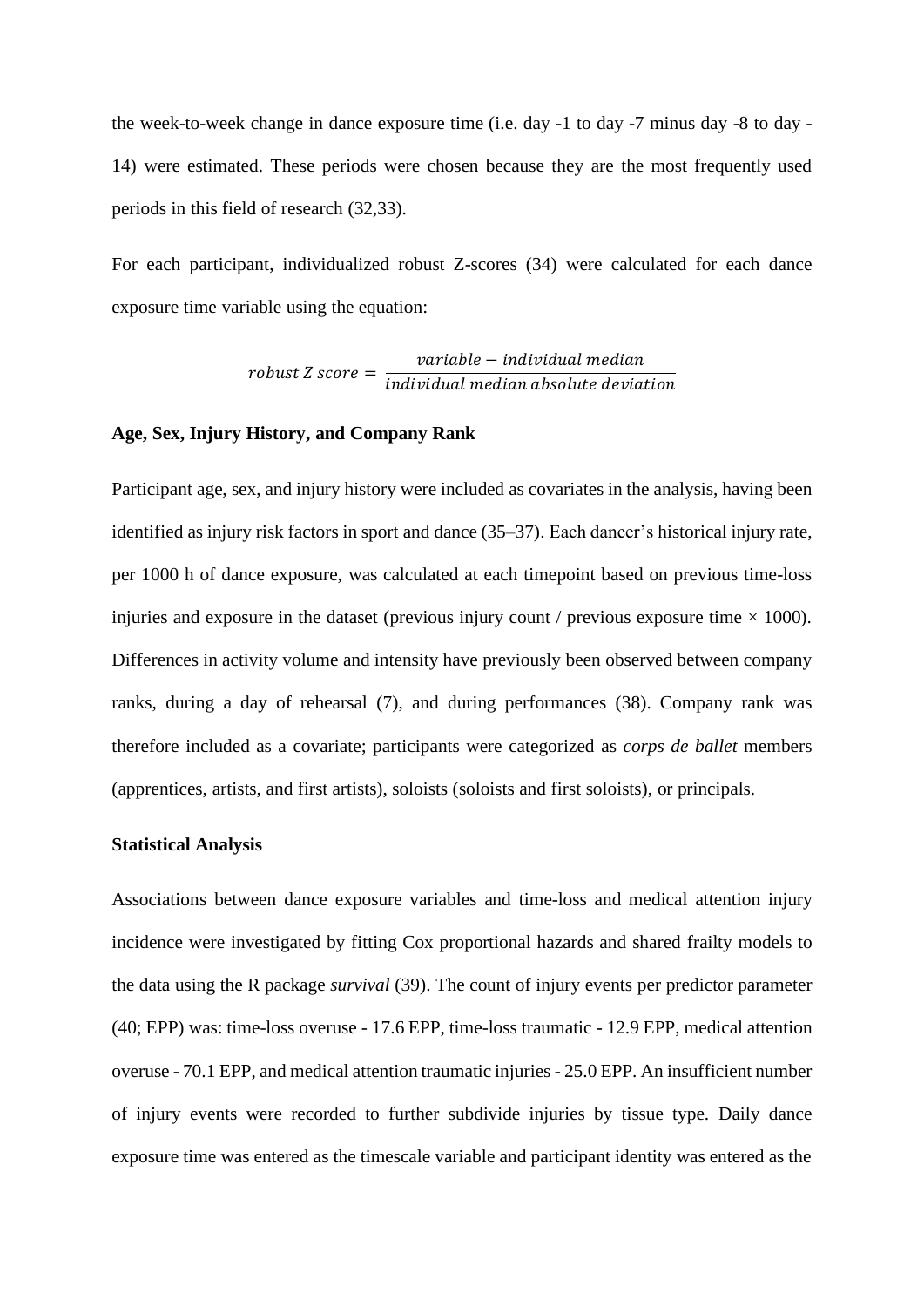the week-to-week change in dance exposure time (i.e. day -1 to day -7 minus day -8 to day -14) were estimated. These periods were chosen because they are the most frequently used periods in this field of research (32,33).

For each participant, individualized robust Z-scores (34) were calculated for each dance exposure time variable using the equation:

$$robust\ Z\ score = \frac{variable - individual\ median}{individual\ median\ absolute\ deviation}$$

**Age, Sex, Injury History, and Company Rank**

Participant age, sex, and injury history were included as covariates in the analysis, having been identified as injury risk factors in sport and dance (35–37). Each dancer's historical injury rate, per 1000 h of dance exposure, was calculated at each timepoint based on previous time-loss injuries and exposure in the dataset (previous injury count / previous exposure time × 1000). Differences in activity volume and intensity have previously been observed between company ranks, during a day of rehearsal (7), and during performances (38). Company rank was therefore included as a covariate; participants were categorized as *corps de ballet* members (apprentices, artists, and first artists), soloists (soloists and first soloists), or principals.

**Statistical Analysis**

Associations between dance exposure variables and time-loss and medical attention injury incidence were investigated by fitting Cox proportional hazards and shared frailty models to the data using the R package *survival* (39). The count of injury events per predictor parameter (40; EPP) was: time-loss overuse - 17.6 EPP, time-loss traumatic - 12.9 EPP, medical attention overuse - 70.1 EPP, and medical attention traumatic injuries - 25.0 EPP. An insufficient number of injury events were recorded to further subdivide injuries by tissue type. Daily dance exposure time was entered as the timescale variable and participant identity was entered as the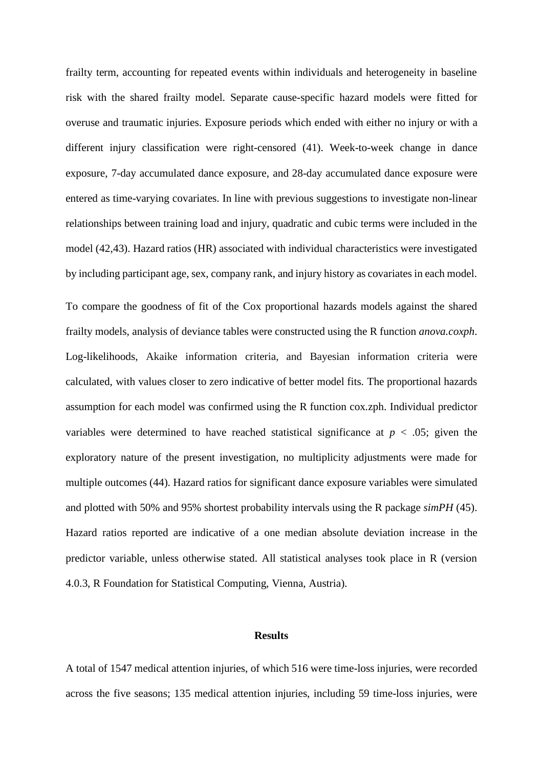frailty term, accounting for repeated events within individuals and heterogeneity in baseline risk with the shared frailty model. Separate cause-specific hazard models were fitted for overuse and traumatic injuries. Exposure periods which ended with either no injury or with a different injury classification were right-censored (41). Week-to-week change in dance exposure, 7-day accumulated dance exposure, and 28-day accumulated dance exposure were entered as time-varying covariates. In line with previous suggestions to investigate non-linear relationships between training load and injury, quadratic and cubic terms were included in the model (42,43). Hazard ratios (HR) associated with individual characteristics were investigated by including participant age, sex, company rank, and injury history as covariates in each model.

To compare the goodness of fit of the Cox proportional hazards models against the shared frailty models, analysis of deviance tables were constructed using the R function *anova.coxph*. Log-likelihoods, Akaike information criteria, and Bayesian information criteria were calculated, with values closer to zero indicative of better model fits. The proportional hazards assumption for each model was confirmed using the R function cox.zph. Individual predictor variables were determined to have reached statistical significance at $p < .05$; given the exploratory nature of the present investigation, no multiplicity adjustments were made for multiple outcomes (44). Hazard ratios for significant dance exposure variables were simulated and plotted with 50% and 95% shortest probability intervals using the R package *simPH* (45). Hazard ratios reported are indicative of a one median absolute deviation increase in the predictor variable, unless otherwise stated. All statistical analyses took place in R (version 4.0.3, R Foundation for Statistical Computing, Vienna, Austria).

## Results

A total of 1547 medical attention injuries, of which 516 were time-loss injuries, were recorded across the five seasons; 135 medical attention injuries, including 59 time-loss injuries, were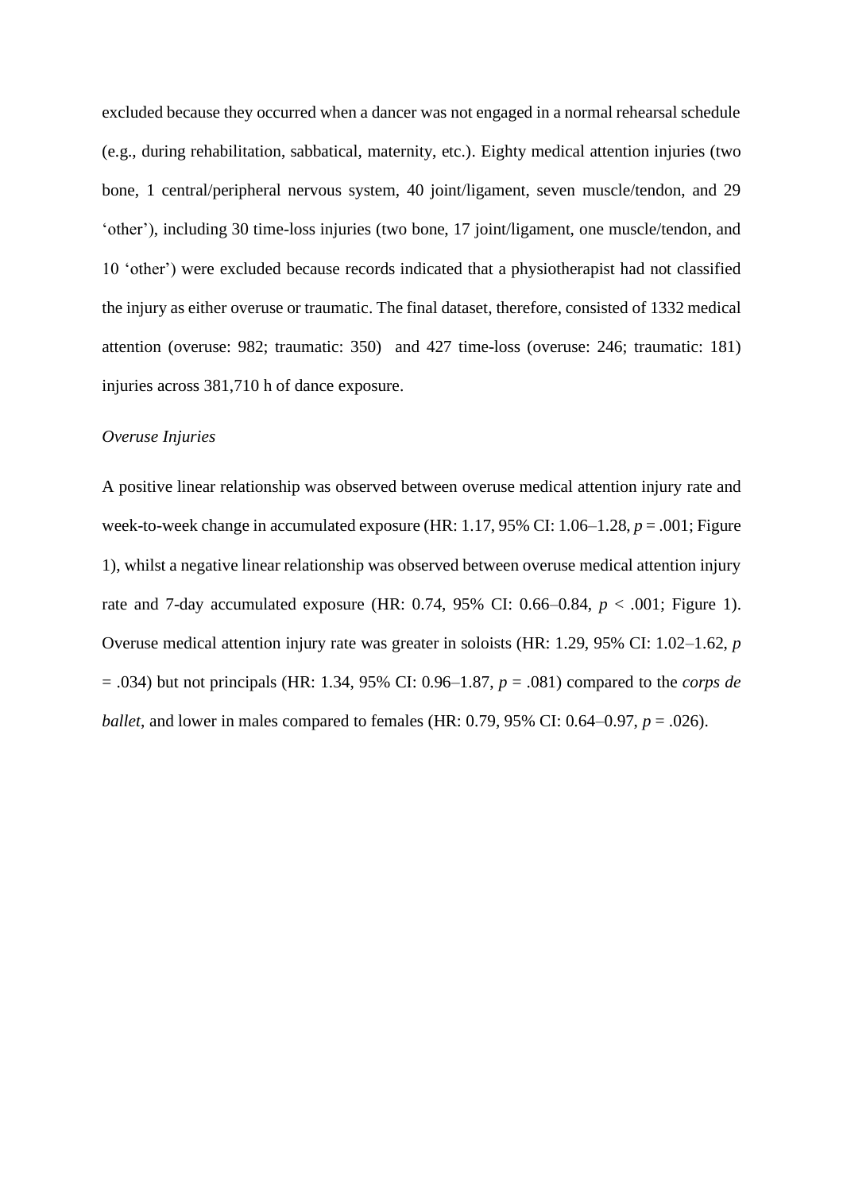excluded because they occurred when a dancer was not engaged in a normal rehearsal schedule (e.g., during rehabilitation, sabbatical, maternity, etc.). Eighty medical attention injuries (two bone, 1 central/peripheral nervous system, 40 joint/ligament, seven muscle/tendon, and 29 'other'), including 30 time-loss injuries (two bone, 17 joint/ligament, one muscle/tendon, and 10 'other') were excluded because records indicated that a physiotherapist had not classified the injury as either overuse or traumatic. The final dataset, therefore, consisted of 1332 medical attention (overuse: 982; traumatic: 350) and 427 time-loss (overuse: 246; traumatic: 181) injuries across 381,710 h of dance exposure.

*Overuse Injuries*

A positive linear relationship was observed between overuse medical attention injury rate and week-to-week change in accumulated exposure (HR: 1.17, 95% CI: 1.06–1.28, $p = .001$; Figure 1), whilst a negative linear relationship was observed between overuse medical attention injury rate and 7-day accumulated exposure (HR: 0.74, 95% CI: 0.66–0.84, $p < .001$; Figure 1). Overuse medical attention injury rate was greater in soloists (HR: 1.29, 95% CI: 1.02–1.62, $p = .034$) but not principals (HR: 1.34, 95% CI: 0.96–1.87, $p = .081$) compared to the *corps de ballet*, and lower in males compared to females (HR: 0.79, 95% CI: 0.64–0.97, $p = .026$).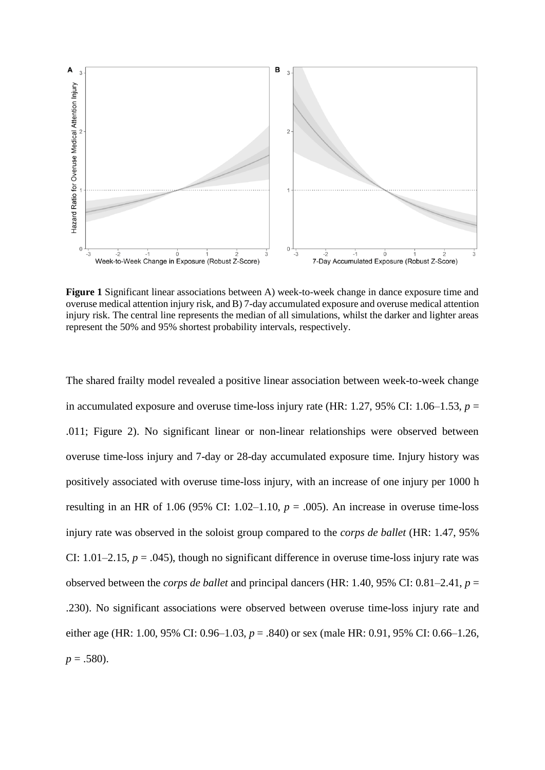**Figure 1** Significant linear associations between A) week-to-week change in dance exposure time and overuse medical attention injury risk, and B) 7-day accumulated exposure and overuse medical attention injury risk. The central line represents the median of all simulations, whilst the darker and lighter areas represent the 50% and 95% shortest probability intervals, respectively.

The shared frailty model revealed a positive linear association between week-to-week change in accumulated exposure and overuse time-loss injury rate (HR: 1.27, 95% CI: 1.06–1.53, $p$ = .011; Figure 2). No significant linear or non-linear relationships were observed between overuse time-loss injury and 7-day or 28-day accumulated exposure time. Injury history was positively associated with overuse time-loss injury, with an increase of one injury per 1000 h resulting in an HR of 1.06 (95% CI: 1.02–1.10, $p$ = .005). An increase in overuse time-loss injury rate was observed in the soloist group compared to the *corps de ballet* (HR: 1.47, 95% CI: 1.01–2.15, $p$ = .045), though no significant difference in overuse time-loss injury rate was observed between the *corps de ballet* and principal dancers (HR: 1.40, 95% CI: 0.81–2.41, $p$ = .230). No significant associations were observed between overuse time-loss injury rate and either age (HR: 1.00, 95% CI: 0.96–1.03, $p$ = .840) or sex (male HR: 0.91, 95% CI: 0.66–1.26, $p$ = .580).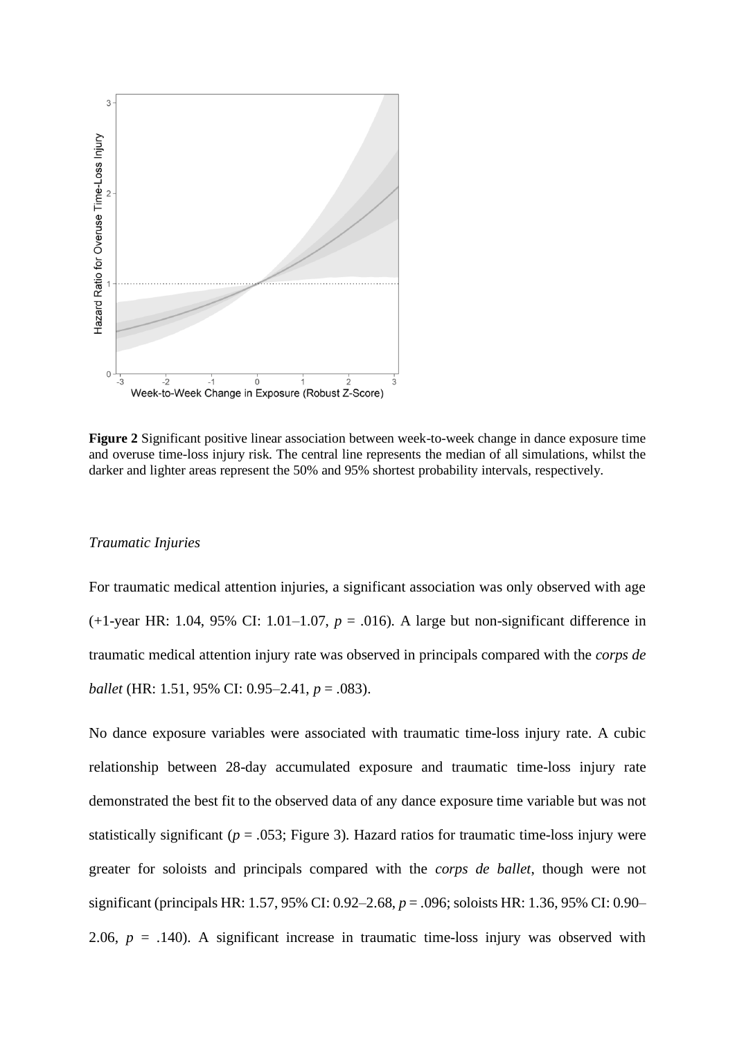**Figure 2** Significant positive linear association between week-to-week change in dance exposure time and overuse time-loss injury risk. The central line represents the median of all simulations, whilst the darker and lighter areas represent the 50% and 95% shortest probability intervals, respectively.

*Traumatic Injuries*

For traumatic medical attention injuries, a significant association was only observed with age (+1-year HR: 1.04, 95% CI: 1.01–1.07, $p$ = .016). A large but non-significant difference in traumatic medical attention injury rate was observed in principals compared with the *corps de ballet* (HR: 1.51, 95% CI: 0.95–2.41, $p$ = .083).

No dance exposure variables were associated with traumatic time-loss injury rate. A cubic relationship between 28-day accumulated exposure and traumatic time-loss injury rate demonstrated the best fit to the observed data of any dance exposure time variable but was not statistically significant ($p$ = .053; Figure 3). Hazard ratios for traumatic time-loss injury were greater for soloists and principals compared with the *corps de ballet*, though were not significant (principals HR: 1.57, 95% CI: 0.92–2.68, $p$ = .096; soloists HR: 1.36, 95% CI: 0.90–2.06, $p$ = .140). A significant increase in traumatic time-loss injury was observed with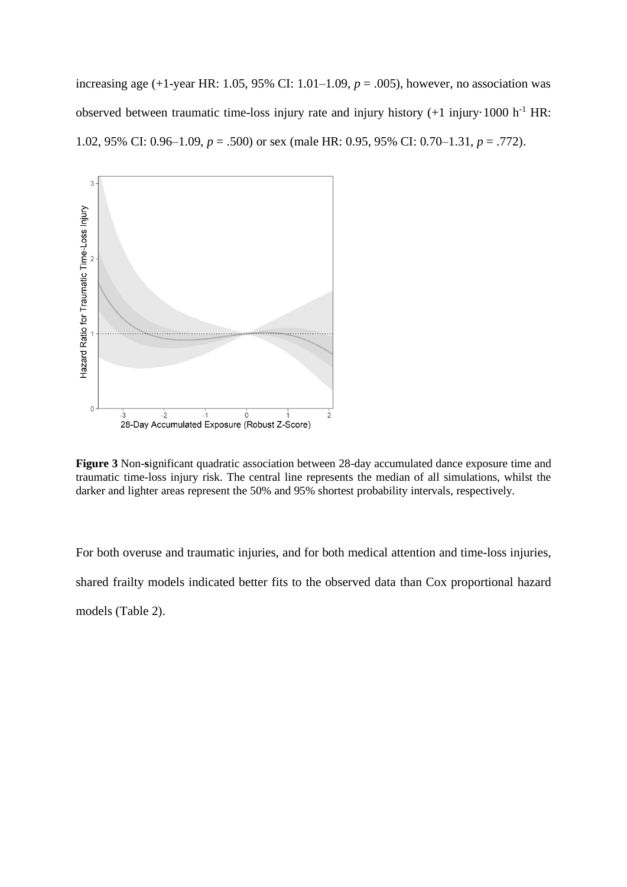increasing age (+1-year HR: 1.05, 95% CI: 1.01–1.09, *p* = .005), however, no association was observed between traumatic time-loss injury rate and injury history (+1 injury·1000 $h^{-1}$ HR: 1.02, 95% CI: 0.96–1.09, *p* = .500) or sex (male HR: 0.95, 95% CI: 0.70–1.31, *p* = .772).

**Figure 3** Non-significant quadratic association between 28-day accumulated dance exposure time and traumatic time-loss injury risk. The central line represents the median of all simulations, whilst the darker and lighter areas represent the 50% and 95% shortest probability intervals, respectively.

For both overuse and traumatic injuries, and for both medical attention and time-loss injuries, shared frailty models indicated better fits to the observed data than Cox proportional hazard models (Table 2).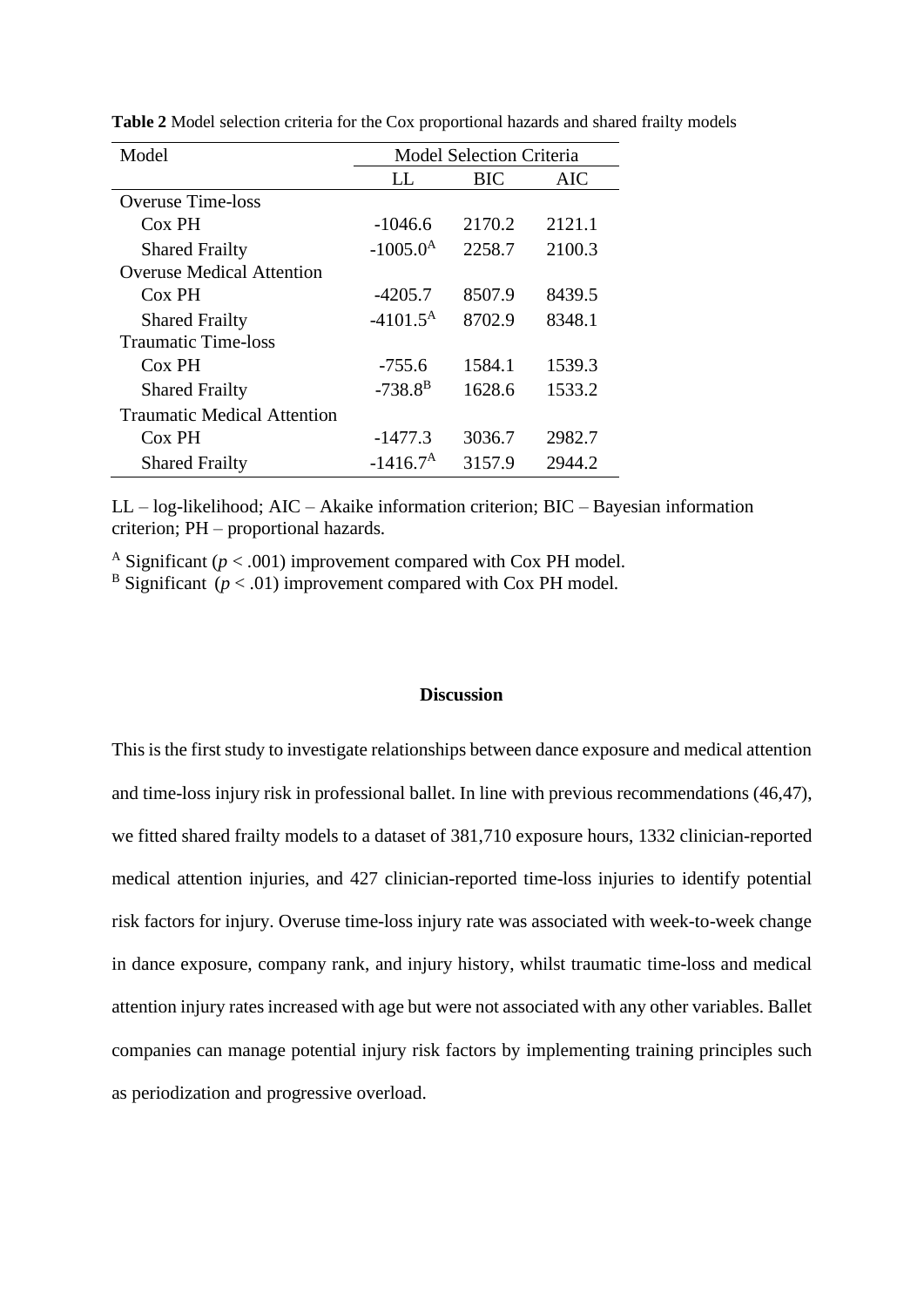**Table 2** Model selection criteria for the Cox proportional hazards and shared frailty models

| Model | Model Selection Criteria | | |
|---|---|---|---|
| | LL | BIC | AIC |
| Overuse Time-loss | | | |
| Cox PH | -1046.6 | 2170.2 | 2121.1 |
| Shared Frailty | -1005.0[A] | 2258.7 | 2100.3 |
| Overuse Medical Attention | | | |
| Cox PH | -4205.7 | 8507.9 | 8439.5 |
| Shared Frailty | -4101.5[A] | 8702.9 | 8348.1 |
| Traumatic Time-loss | | | |
| Cox PH | -755.6 | 1584.1 | 1539.3 |
| Shared Frailty | -738.8[B] | 1628.6 | 1533.2 |
| Traumatic Medical Attention | | | |
| Cox PH | -1477.3 | 3036.7 | 2982.7 |
| Shared Frailty | -1416.7[A] | 3157.9 | 2944.2 |

LL – log-likelihood; AIC – Akaike information criterion; BIC – Bayesian information criterion; PH – proportional hazards.

[A] Significant ($p < .001$) improvement compared with Cox PH model.
[B] Significant ($p < .01$) improvement compared with Cox PH model.

## Discussion

This is the first study to investigate relationships between dance exposure and medical attention and time-loss injury risk in professional ballet. In line with previous recommendations (46,47), we fitted shared frailty models to a dataset of 381,710 exposure hours, 1332 clinician-reported medical attention injuries, and 427 clinician-reported time-loss injuries to identify potential risk factors for injury. Overuse time-loss injury rate was associated with week-to-week change in dance exposure, company rank, and injury history, whilst traumatic time-loss and medical attention injury rates increased with age but were not associated with any other variables. Ballet companies can manage potential injury risk factors by implementing training principles such as periodization and progressive overload.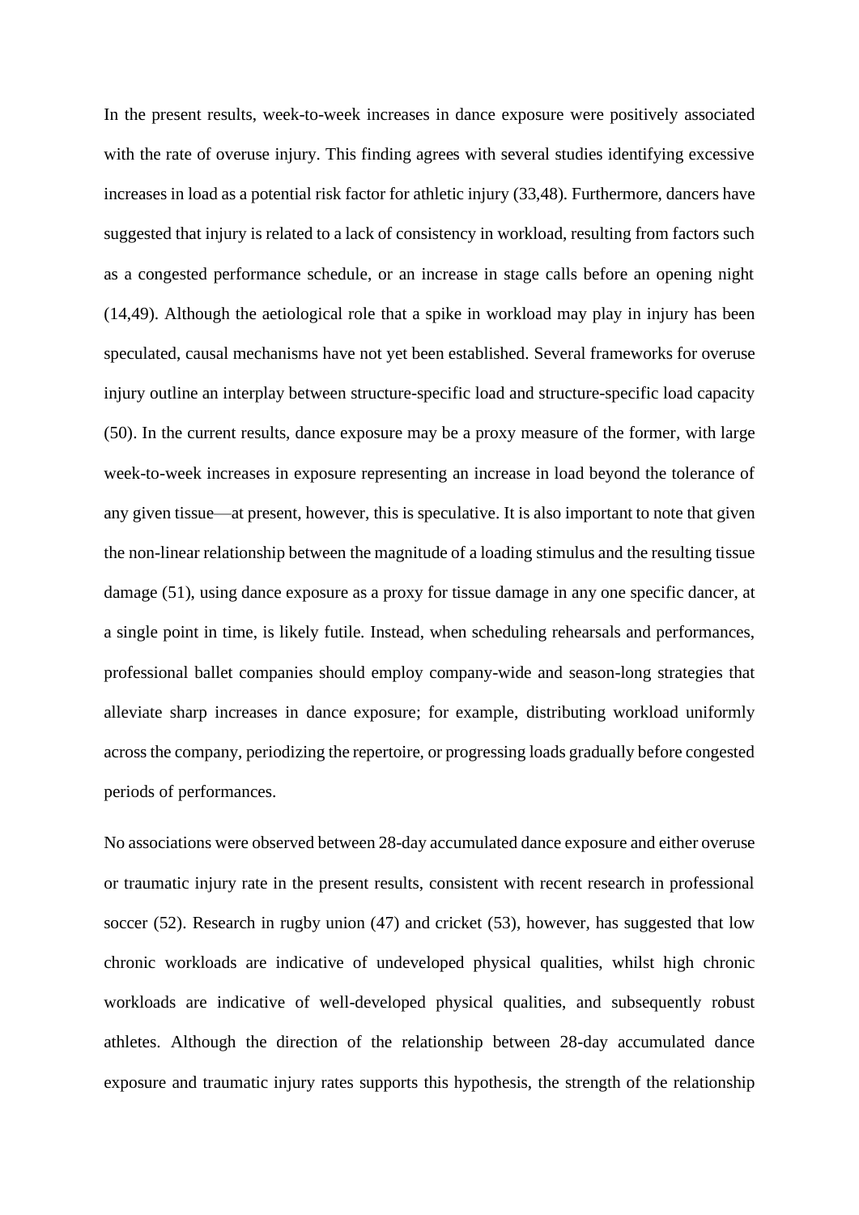In the present results, week-to-week increases in dance exposure were positively associated with the rate of overuse injury. This finding agrees with several studies identifying excessive increases in load as a potential risk factor for athletic injury (33,48). Furthermore, dancers have suggested that injury is related to a lack of consistency in workload, resulting from factors such as a congested performance schedule, or an increase in stage calls before an opening night (14,49). Although the aetiological role that a spike in workload may play in injury has been speculated, causal mechanisms have not yet been established. Several frameworks for overuse injury outline an interplay between structure-specific load and structure-specific load capacity (50). In the current results, dance exposure may be a proxy measure of the former, with large week-to-week increases in exposure representing an increase in load beyond the tolerance of any given tissue—at present, however, this is speculative. It is also important to note that given the non-linear relationship between the magnitude of a loading stimulus and the resulting tissue damage (51), using dance exposure as a proxy for tissue damage in any one specific dancer, at a single point in time, is likely futile. Instead, when scheduling rehearsals and performances, professional ballet companies should employ company-wide and season-long strategies that alleviate sharp increases in dance exposure; for example, distributing workload uniformly across the company, periodizing the repertoire, or progressing loads gradually before congested periods of performances.

No associations were observed between 28-day accumulated dance exposure and either overuse or traumatic injury rate in the present results, consistent with recent research in professional soccer (52). Research in rugby union (47) and cricket (53), however, has suggested that low chronic workloads are indicative of undeveloped physical qualities, whilst high chronic workloads are indicative of well-developed physical qualities, and subsequently robust athletes. Although the direction of the relationship between 28-day accumulated dance exposure and traumatic injury rates supports this hypothesis, the strength of the relationship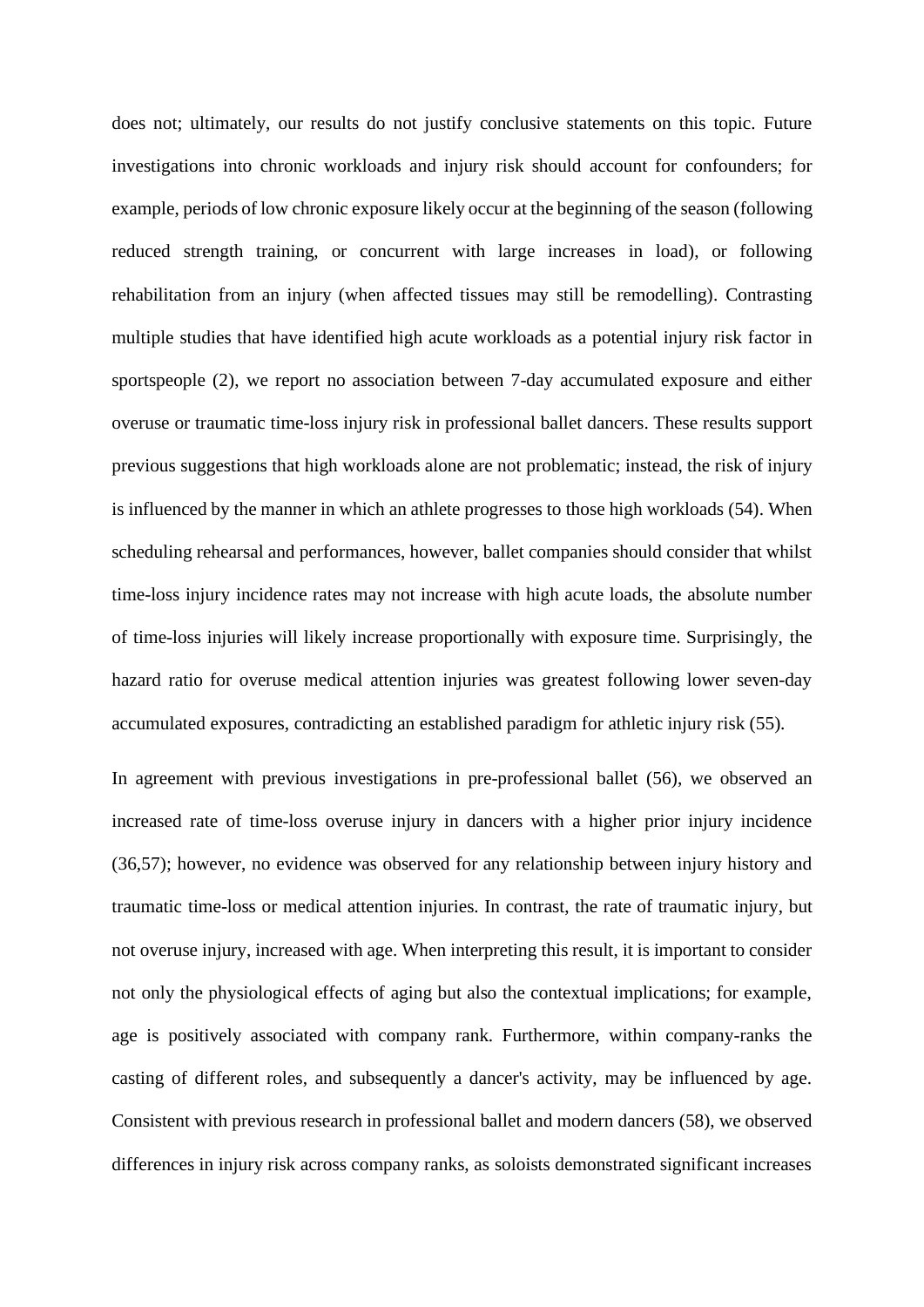does not; ultimately, our results do not justify conclusive statements on this topic. Future investigations into chronic workloads and injury risk should account for confounders; for example, periods of low chronic exposure likely occur at the beginning of the season (following reduced strength training, or concurrent with large increases in load), or following rehabilitation from an injury (when affected tissues may still be remodelling). Contrasting multiple studies that have identified high acute workloads as a potential injury risk factor in sportspeople (2), we report no association between 7-day accumulated exposure and either overuse or traumatic time-loss injury risk in professional ballet dancers. These results support previous suggestions that high workloads alone are not problematic; instead, the risk of injury is influenced by the manner in which an athlete progresses to those high workloads (54). When scheduling rehearsal and performances, however, ballet companies should consider that whilst time-loss injury incidence rates may not increase with high acute loads, the absolute number of time-loss injuries will likely increase proportionally with exposure time. Surprisingly, the hazard ratio for overuse medical attention injuries was greatest following lower seven-day accumulated exposures, contradicting an established paradigm for athletic injury risk (55).

In agreement with previous investigations in pre-professional ballet (56), we observed an increased rate of time-loss overuse injury in dancers with a higher prior injury incidence (36,57); however, no evidence was observed for any relationship between injury history and traumatic time-loss or medical attention injuries. In contrast, the rate of traumatic injury, but not overuse injury, increased with age. When interpreting this result, it is important to consider not only the physiological effects of aging but also the contextual implications; for example, age is positively associated with company rank. Furthermore, within company-ranks the casting of different roles, and subsequently a dancer's activity, may be influenced by age. Consistent with previous research in professional ballet and modern dancers (58), we observed differences in injury risk across company ranks, as soloists demonstrated significant increases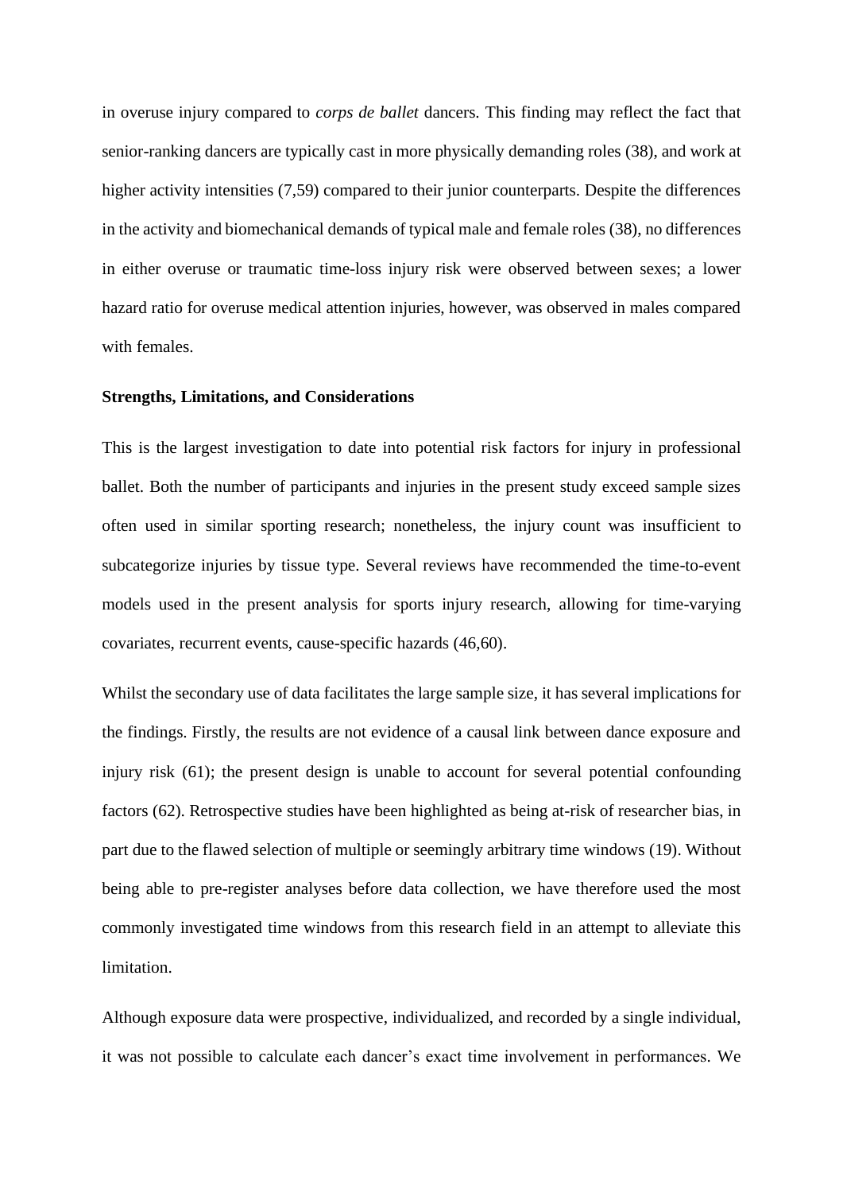in overuse injury compared to *corps de ballet* dancers. This finding may reflect the fact that senior-ranking dancers are typically cast in more physically demanding roles (38), and work at higher activity intensities (7,59) compared to their junior counterparts. Despite the differences in the activity and biomechanical demands of typical male and female roles (38), no differences in either overuse or traumatic time-loss injury risk were observed between sexes; a lower hazard ratio for overuse medical attention injuries, however, was observed in males compared with females.

**Strengths, Limitations, and Considerations**

This is the largest investigation to date into potential risk factors for injury in professional ballet. Both the number of participants and injuries in the present study exceed sample sizes often used in similar sporting research; nonetheless, the injury count was insufficient to subcategorize injuries by tissue type. Several reviews have recommended the time-to-event models used in the present analysis for sports injury research, allowing for time-varying covariates, recurrent events, cause-specific hazards (46,60).

Whilst the secondary use of data facilitates the large sample size, it has several implications for the findings. Firstly, the results are not evidence of a causal link between dance exposure and injury risk (61); the present design is unable to account for several potential confounding factors (62). Retrospective studies have been highlighted as being at-risk of researcher bias, in part due to the flawed selection of multiple or seemingly arbitrary time windows (19). Without being able to pre-register analyses before data collection, we have therefore used the most commonly investigated time windows from this research field in an attempt to alleviate this limitation.

Although exposure data were prospective, individualized, and recorded by a single individual, it was not possible to calculate each dancer's exact time involvement in performances. We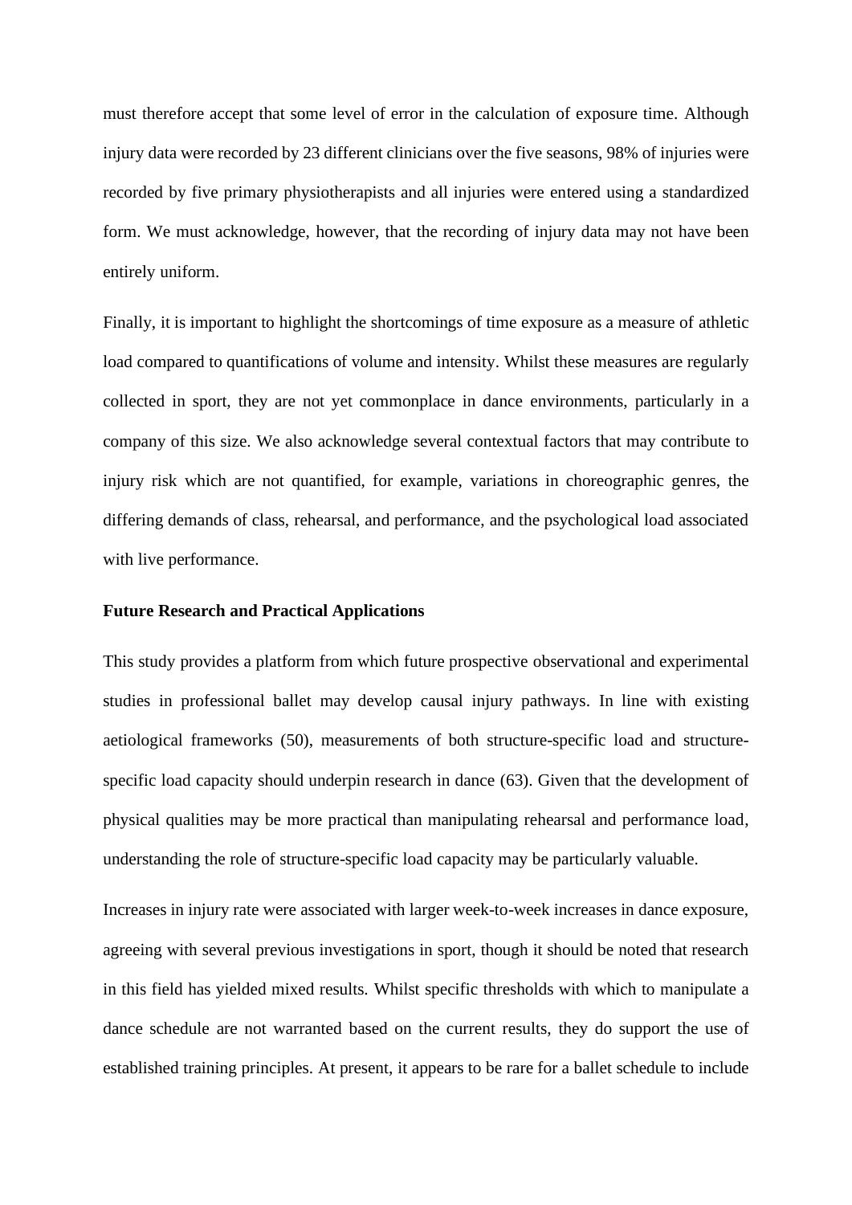must therefore accept that some level of error in the calculation of exposure time. Although injury data were recorded by 23 different clinicians over the five seasons, 98% of injuries were recorded by five primary physiotherapists and all injuries were entered using a standardized form. We must acknowledge, however, that the recording of injury data may not have been entirely uniform.

Finally, it is important to highlight the shortcomings of time exposure as a measure of athletic load compared to quantifications of volume and intensity. Whilst these measures are regularly collected in sport, they are not yet commonplace in dance environments, particularly in a company of this size. We also acknowledge several contextual factors that may contribute to injury risk which are not quantified, for example, variations in choreographic genres, the differing demands of class, rehearsal, and performance, and the psychological load associated with live performance.

**Future Research and Practical Applications**

This study provides a platform from which future prospective observational and experimental studies in professional ballet may develop causal injury pathways. In line with existing aetiological frameworks (50), measurements of both structure-specific load and structure-specific load capacity should underpin research in dance (63). Given that the development of physical qualities may be more practical than manipulating rehearsal and performance load, understanding the role of structure-specific load capacity may be particularly valuable.

Increases in injury rate were associated with larger week-to-week increases in dance exposure, agreeing with several previous investigations in sport, though it should be noted that research in this field has yielded mixed results. Whilst specific thresholds with which to manipulate a dance schedule are not warranted based on the current results, they do support the use of established training principles. At present, it appears to be rare for a ballet schedule to include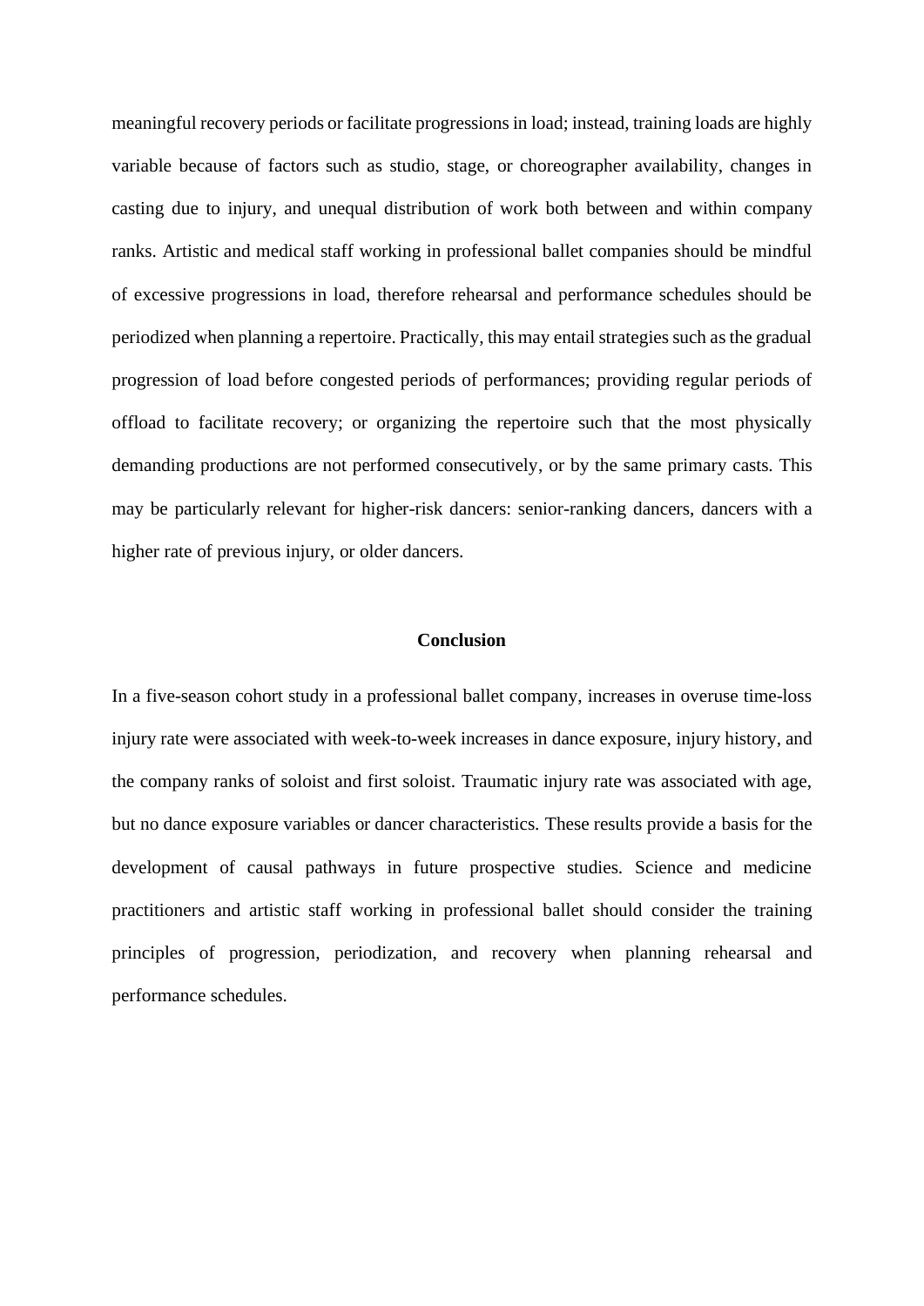meaningful recovery periods or facilitate progressions in load; instead, training loads are highly variable because of factors such as studio, stage, or choreographer availability, changes in casting due to injury, and unequal distribution of work both between and within company ranks. Artistic and medical staff working in professional ballet companies should be mindful of excessive progressions in load, therefore rehearsal and performance schedules should be periodized when planning a repertoire. Practically, this may entail strategies such as the gradual progression of load before congested periods of performances; providing regular periods of offload to facilitate recovery; or organizing the repertoire such that the most physically demanding productions are not performed consecutively, or by the same primary casts. This may be particularly relevant for higher-risk dancers: senior-ranking dancers, dancers with a higher rate of previous injury, or older dancers.

## Conclusion

In a five-season cohort study in a professional ballet company, increases in overuse time-loss injury rate were associated with week-to-week increases in dance exposure, injury history, and the company ranks of soloist and first soloist. Traumatic injury rate was associated with age, but no dance exposure variables or dancer characteristics. These results provide a basis for the development of causal pathways in future prospective studies. Science and medicine practitioners and artistic staff working in professional ballet should consider the training principles of progression, periodization, and recovery when planning rehearsal and performance schedules.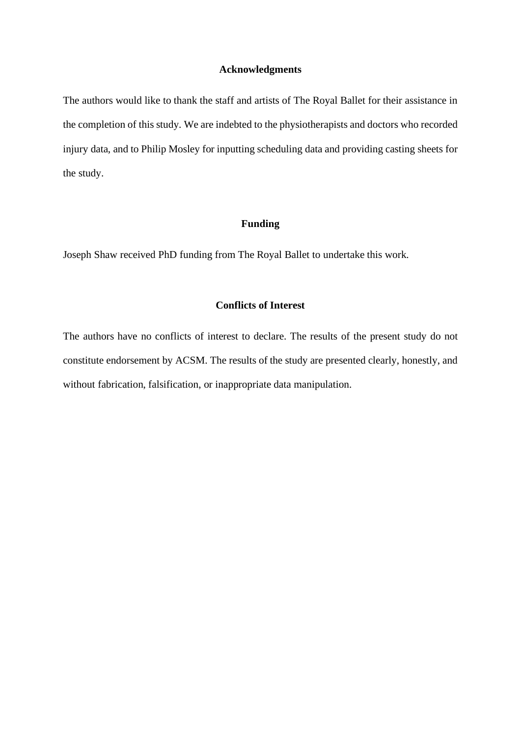## Acknowledgments

The authors would like to thank the staff and artists of The Royal Ballet for their assistance in the completion of this study. We are indebted to the physiotherapists and doctors who recorded injury data, and to Philip Mosley for inputting scheduling data and providing casting sheets for the study.

## Funding

Joseph Shaw received PhD funding from The Royal Ballet to undertake this work.

## Conflicts of Interest

The authors have no conflicts of interest to declare. The results of the present study do not constitute endorsement by ACSM. The results of the study are presented clearly, honestly, and without fabrication, falsification, or inappropriate data manipulation.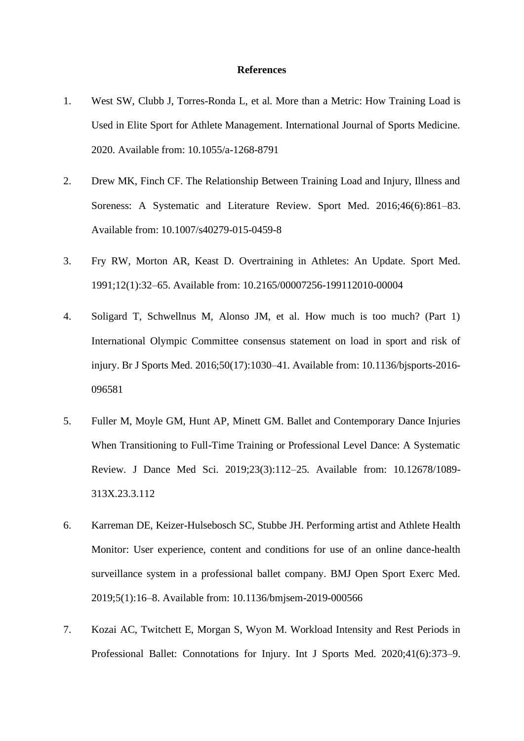**References**

1. West SW, Clubb J, Torres-Ronda L, et al. More than a Metric: How Training Load is Used in Elite Sport for Athlete Management. International Journal of Sports Medicine. 2020. Available from: 10.1055/a-1268-8791

2. Drew MK, Finch CF. The Relationship Between Training Load and Injury, Illness and Soreness: A Systematic and Literature Review. Sport Med. 2016;46(6):861–83. Available from: 10.1007/s40279-015-0459-8

3. Fry RW, Morton AR, Keast D. Overtraining in Athletes: An Update. Sport Med. 1991;12(1):32–65. Available from: 10.2165/00007256-199112010-00004

4. Soligard T, Schwellnus M, Alonso JM, et al. How much is too much? (Part 1) International Olympic Committee consensus statement on load in sport and risk of injury. Br J Sports Med. 2016;50(17):1030–41. Available from: 10.1136/bjsports-2016-096581

5. Fuller M, Moyle GM, Hunt AP, Minett GM. Ballet and Contemporary Dance Injuries When Transitioning to Full-Time Training or Professional Level Dance: A Systematic Review. J Dance Med Sci. 2019;23(3):112–25. Available from: 10.12678/1089-313X.23.3.112

6. Karreman DE, Keizer-Hulsebosch SC, Stubbe JH. Performing artist and Athlete Health Monitor: User experience, content and conditions for use of an online dance-health surveillance system in a professional ballet company. BMJ Open Sport Exerc Med. 2019;5(1):16–8. Available from: 10.1136/bmjsem-2019-000566

7. Kozai AC, Twitchett E, Morgan S, Wyon M. Workload Intensity and Rest Periods in Professional Ballet: Connotations for Injury. Int J Sports Med. 2020;41(6):373–9.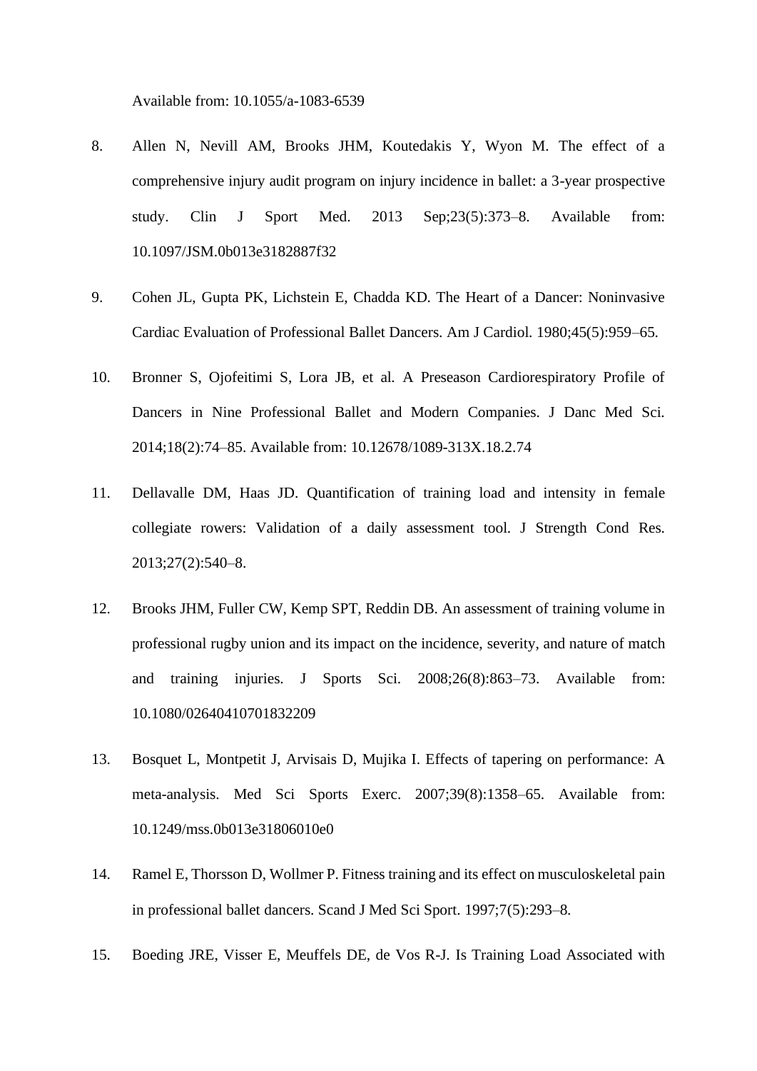Available from: 10.1055/a-1083-6539

8. Allen N, Nevill AM, Brooks JHM, Koutedakis Y, Wyon M. The effect of a comprehensive injury audit program on injury incidence in ballet: a 3-year prospective study. Clin J Sport Med. 2013 Sep;23(5):373–8. Available from: 10.1097/JSM.0b013e3182887f32

9. Cohen JL, Gupta PK, Lichstein E, Chadda KD. The Heart of a Dancer: Noninvasive Cardiac Evaluation of Professional Ballet Dancers. Am J Cardiol. 1980;45(5):959–65.

10. Bronner S, Ojofeitimi S, Lora JB, et al. A Preseason Cardiorespiratory Profile of Dancers in Nine Professional Ballet and Modern Companies. J Danc Med Sci. 2014;18(2):74–85. Available from: 10.12678/1089-313X.18.2.74

11. Dellavalle DM, Haas JD. Quantification of training load and intensity in female collegiate rowers: Validation of a daily assessment tool. J Strength Cond Res. 2013;27(2):540–8.

12. Brooks JHM, Fuller CW, Kemp SPT, Reddin DB. An assessment of training volume in professional rugby union and its impact on the incidence, severity, and nature of match and training injuries. J Sports Sci. 2008;26(8):863–73. Available from: 10.1080/02640410701832209

13. Bosquet L, Montpetit J, Arvisais D, Mujika I. Effects of tapering on performance: A meta-analysis. Med Sci Sports Exerc. 2007;39(8):1358–65. Available from: 10.1249/mss.0b013e31806010e0

14. Ramel E, Thorsson D, Wollmer P. Fitness training and its effect on musculoskeletal pain in professional ballet dancers. Scand J Med Sci Sport. 1997;7(5):293–8.

15. Boeding JRE, Visser E, Meuffels DE, de Vos R-J. Is Training Load Associated with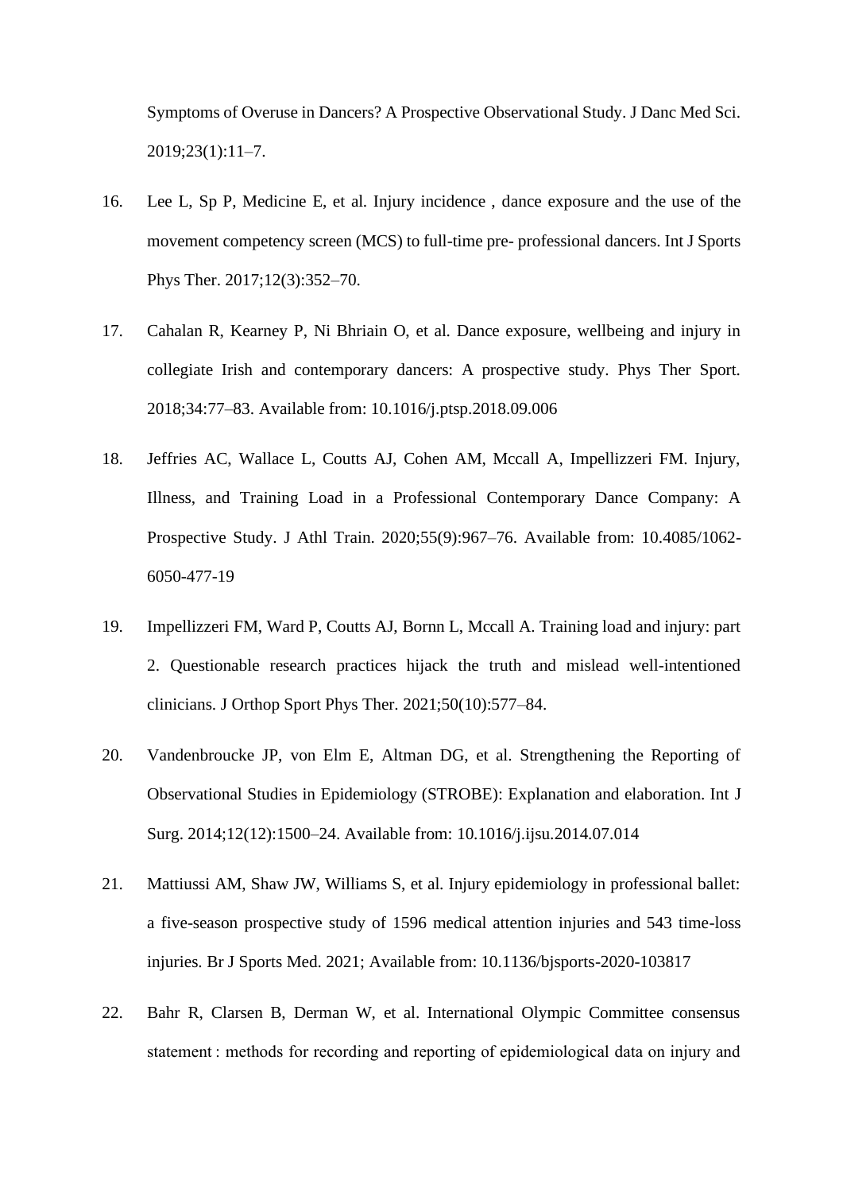Symptoms of Overuse in Dancers? A Prospective Observational Study. J Danc Med Sci. 2019;23(1):11–7.

16. Lee L, Sp P, Medicine E, et al. Injury incidence , dance exposure and the use of the movement competency screen (MCS) to full-time pre- professional dancers. Int J Sports Phys Ther. 2017;12(3):352–70.

17. Cahalan R, Kearney P, Ni Bhriain O, et al. Dance exposure, wellbeing and injury in collegiate Irish and contemporary dancers: A prospective study. Phys Ther Sport. 2018;34:77–83. Available from: 10.1016/j.ptsp.2018.09.006

18. Jeffries AC, Wallace L, Coutts AJ, Cohen AM, Mccall A, Impellizzeri FM. Injury, Illness, and Training Load in a Professional Contemporary Dance Company: A Prospective Study. J Athl Train. 2020;55(9):967–76. Available from: 10.4085/1062-6050-477-19

19. Impellizzeri FM, Ward P, Coutts AJ, Bornn L, Mccall A. Training load and injury: part 2. Questionable research practices hijack the truth and mislead well-intentioned clinicians. J Orthop Sport Phys Ther. 2021;50(10):577–84.

20. Vandenbroucke JP, von Elm E, Altman DG, et al. Strengthening the Reporting of Observational Studies in Epidemiology (STROBE): Explanation and elaboration. Int J Surg. 2014;12(12):1500–24. Available from: 10.1016/j.ijsu.2014.07.014

21. Mattiussi AM, Shaw JW, Williams S, et al. Injury epidemiology in professional ballet: a five-season prospective study of 1596 medical attention injuries and 543 time-loss injuries. Br J Sports Med. 2021; Available from: 10.1136/bjsports-2020-103817

22. Bahr R, Clarsen B, Derman W, et al. International Olympic Committee consensus statement : methods for recording and reporting of epidemiological data on injury and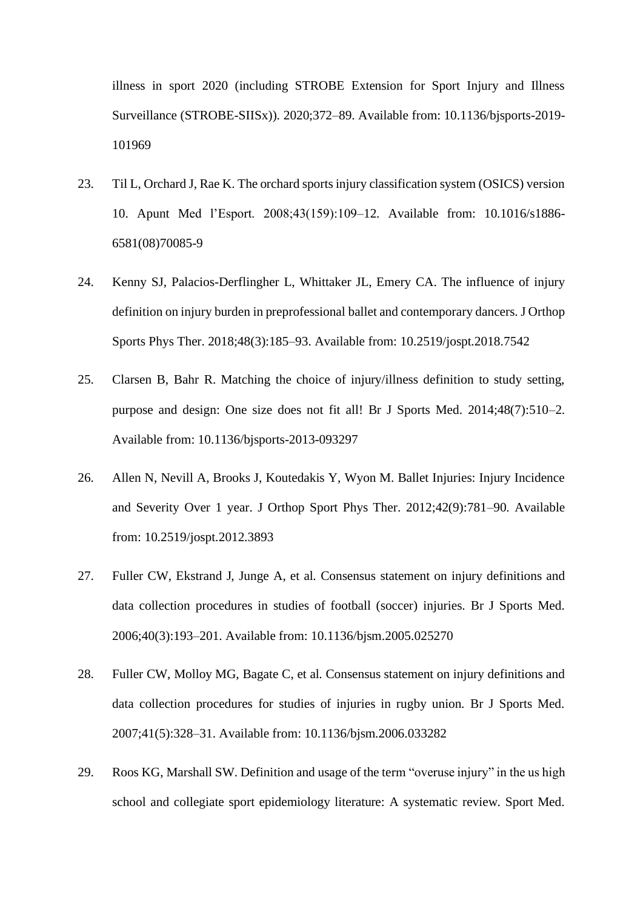illness in sport 2020 (including STROBE Extension for Sport Injury and Illness Surveillance (STROBE-SIISx)). 2020;372–89. Available from: 10.1136/bjsports-2019-101969

23. Til L, Orchard J, Rae K. The orchard sports injury classification system (OSICS) version 10. Apunt Med l'Esport. 2008;43(159):109–12. Available from: 10.1016/s1886-6581(08)70085-9

24. Kenny SJ, Palacios-Derflingher L, Whittaker JL, Emery CA. The influence of injury definition on injury burden in preprofessional ballet and contemporary dancers. J Orthop Sports Phys Ther. 2018;48(3):185–93. Available from: 10.2519/jospt.2018.7542

25. Clarsen B, Bahr R. Matching the choice of injury/illness definition to study setting, purpose and design: One size does not fit all! Br J Sports Med. 2014;48(7):510–2. Available from: 10.1136/bjsports-2013-093297

26. Allen N, Nevill A, Brooks J, Koutedakis Y, Wyon M. Ballet Injuries: Injury Incidence and Severity Over 1 year. J Orthop Sport Phys Ther. 2012;42(9):781–90. Available from: 10.2519/jospt.2012.3893

27. Fuller CW, Ekstrand J, Junge A, et al. Consensus statement on injury definitions and data collection procedures in studies of football (soccer) injuries. Br J Sports Med. 2006;40(3):193–201. Available from: 10.1136/bjsm.2005.025270

28. Fuller CW, Molloy MG, Bagate C, et al. Consensus statement on injury definitions and data collection procedures for studies of injuries in rugby union. Br J Sports Med. 2007;41(5):328–31. Available from: 10.1136/bjsm.2006.033282

29. Roos KG, Marshall SW. Definition and usage of the term "overuse injury" in the us high school and collegiate sport epidemiology literature: A systematic review. Sport Med.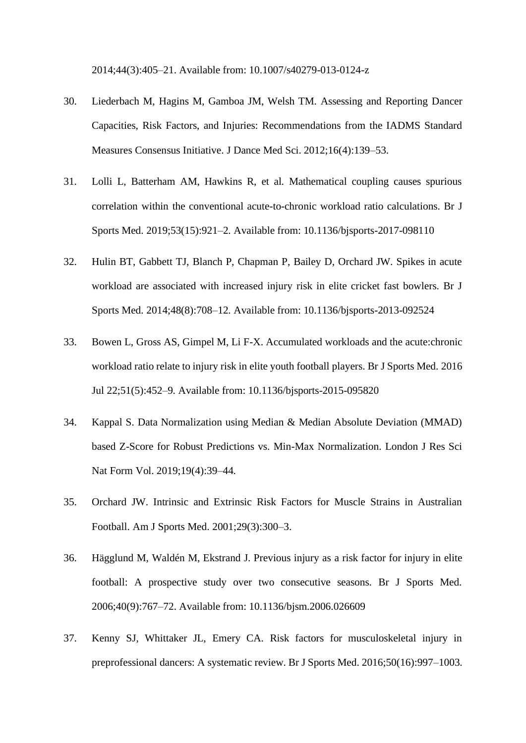2014;44(3):405–21. Available from: 10.1007/s40279-013-0124-z

30. Liederbach M, Hagins M, Gamboa JM, Welsh TM. Assessing and Reporting Dancer Capacities, Risk Factors, and Injuries: Recommendations from the IADMS Standard Measures Consensus Initiative. J Dance Med Sci. 2012;16(4):139–53.

31. Lolli L, Batterham AM, Hawkins R, et al. Mathematical coupling causes spurious correlation within the conventional acute-to-chronic workload ratio calculations. Br J Sports Med. 2019;53(15):921–2. Available from: 10.1136/bjsports-2017-098110

32. Hulin BT, Gabbett TJ, Blanch P, Chapman P, Bailey D, Orchard JW. Spikes in acute workload are associated with increased injury risk in elite cricket fast bowlers. Br J Sports Med. 2014;48(8):708–12. Available from: 10.1136/bjsports-2013-092524

33. Bowen L, Gross AS, Gimpel M, Li F-X. Accumulated workloads and the acute:chronic workload ratio relate to injury risk in elite youth football players. Br J Sports Med. 2016 Jul 22;51(5):452–9. Available from: 10.1136/bjsports-2015-095820

34. Kappal S. Data Normalization using Median & Median Absolute Deviation (MMAD) based Z-Score for Robust Predictions vs. Min-Max Normalization. London J Res Sci Nat Form Vol. 2019;19(4):39–44.

35. Orchard JW. Intrinsic and Extrinsic Risk Factors for Muscle Strains in Australian Football. Am J Sports Med. 2001;29(3):300–3.

36. Hägglund M, Waldén M, Ekstrand J. Previous injury as a risk factor for injury in elite football: A prospective study over two consecutive seasons. Br J Sports Med. 2006;40(9):767–72. Available from: 10.1136/bjsm.2006.026609

37. Kenny SJ, Whittaker JL, Emery CA. Risk factors for musculoskeletal injury in preprofessional dancers: A systematic review. Br J Sports Med. 2016;50(16):997–1003.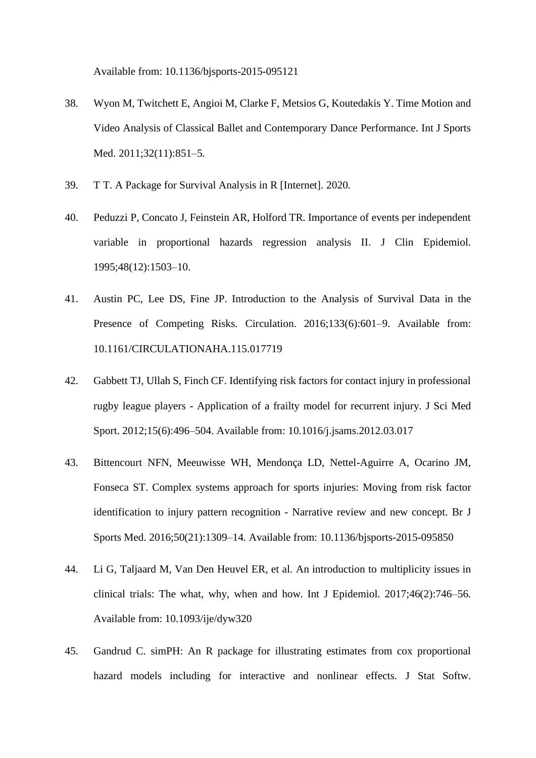Available from: 10.1136/bjsports-2015-095121

38. Wyon M, Twitchett E, Angioi M, Clarke F, Metsios G, Koutedakis Y. Time Motion and Video Analysis of Classical Ballet and Contemporary Dance Performance. Int J Sports Med. 2011;32(11):851–5.

39. T T. A Package for Survival Analysis in R [Internet]. 2020.

40. Peduzzi P, Concato J, Feinstein AR, Holford TR. Importance of events per independent variable in proportional hazards regression analysis II. J Clin Epidemiol. 1995;48(12):1503–10.

41. Austin PC, Lee DS, Fine JP. Introduction to the Analysis of Survival Data in the Presence of Competing Risks. Circulation. 2016;133(6):601–9. Available from: 10.1161/CIRCULATIONAHA.115.017719

42. Gabbett TJ, Ullah S, Finch CF. Identifying risk factors for contact injury in professional rugby league players - Application of a frailty model for recurrent injury. J Sci Med Sport. 2012;15(6):496–504. Available from: 10.1016/j.jsams.2012.03.017

43. Bittencourt NFN, Meeuwisse WH, Mendonça LD, Nettel-Aguirre A, Ocarino JM, Fonseca ST. Complex systems approach for sports injuries: Moving from risk factor identification to injury pattern recognition - Narrative review and new concept. Br J Sports Med. 2016;50(21):1309–14. Available from: 10.1136/bjsports-2015-095850

44. Li G, Taljaard M, Van Den Heuvel ER, et al. An introduction to multiplicity issues in clinical trials: The what, why, when and how. Int J Epidemiol. 2017;46(2):746–56. Available from: 10.1093/ije/dyw320

45. Gandrud C. simPH: An R package for illustrating estimates from cox proportional hazard models including for interactive and nonlinear effects. J Stat Softw.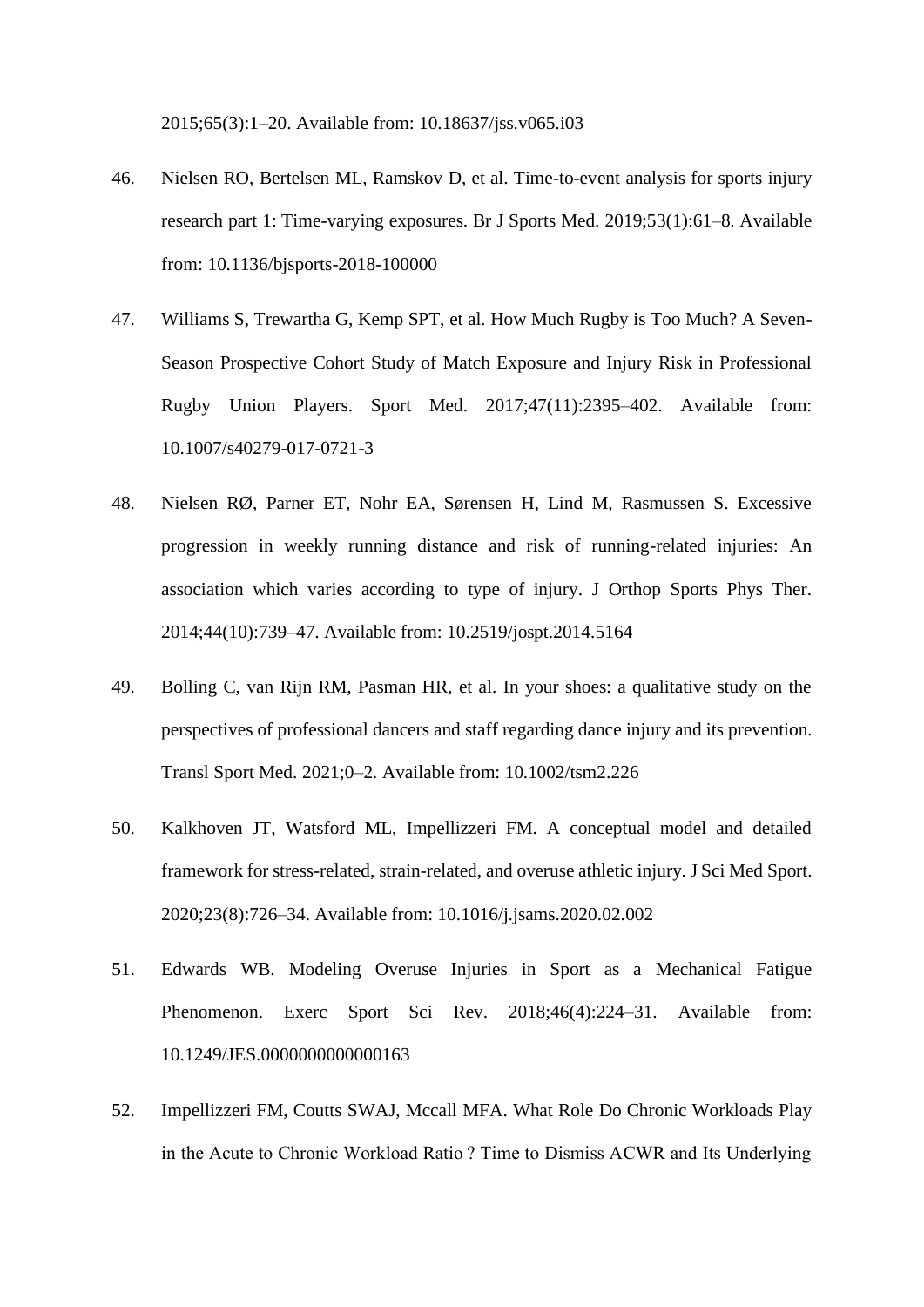2015;65(3):1–20. Available from: 10.18637/jss.v065.i03

46. Nielsen RO, Bertelsen ML, Ramskov D, et al. Time-to-event analysis for sports injury research part 1: Time-varying exposures. Br J Sports Med. 2019;53(1):61–8. Available from: 10.1136/bjsports-2018-100000

47. Williams S, Trewartha G, Kemp SPT, et al. How Much Rugby is Too Much? A Seven-Season Prospective Cohort Study of Match Exposure and Injury Risk in Professional Rugby Union Players. Sport Med. 2017;47(11):2395–402. Available from: 10.1007/s40279-017-0721-3

48. Nielsen RØ, Parner ET, Nohr EA, Sørensen H, Lind M, Rasmussen S. Excessive progression in weekly running distance and risk of running-related injuries: An association which varies according to type of injury. J Orthop Sports Phys Ther. 2014;44(10):739–47. Available from: 10.2519/jospt.2014.5164

49. Bolling C, van Rijn RM, Pasman HR, et al. In your shoes: a qualitative study on the perspectives of professional dancers and staff regarding dance injury and its prevention. Transl Sport Med. 2021;0–2. Available from: 10.1002/tsm2.226

50. Kalkhoven JT, Watsford ML, Impellizzeri FM. A conceptual model and detailed framework for stress-related, strain-related, and overuse athletic injury. J Sci Med Sport. 2020;23(8):726–34. Available from: 10.1016/j.jsams.2020.02.002

51. Edwards WB. Modeling Overuse Injuries in Sport as a Mechanical Fatigue Phenomenon. Exerc Sport Sci Rev. 2018;46(4):224–31. Available from: 10.1249/JES.0000000000000163

52. Impellizzeri FM, Coutts SWAJ, Mccall MFA. What Role Do Chronic Workloads Play in the Acute to Chronic Workload Ratio ? Time to Dismiss ACWR and Its Underlying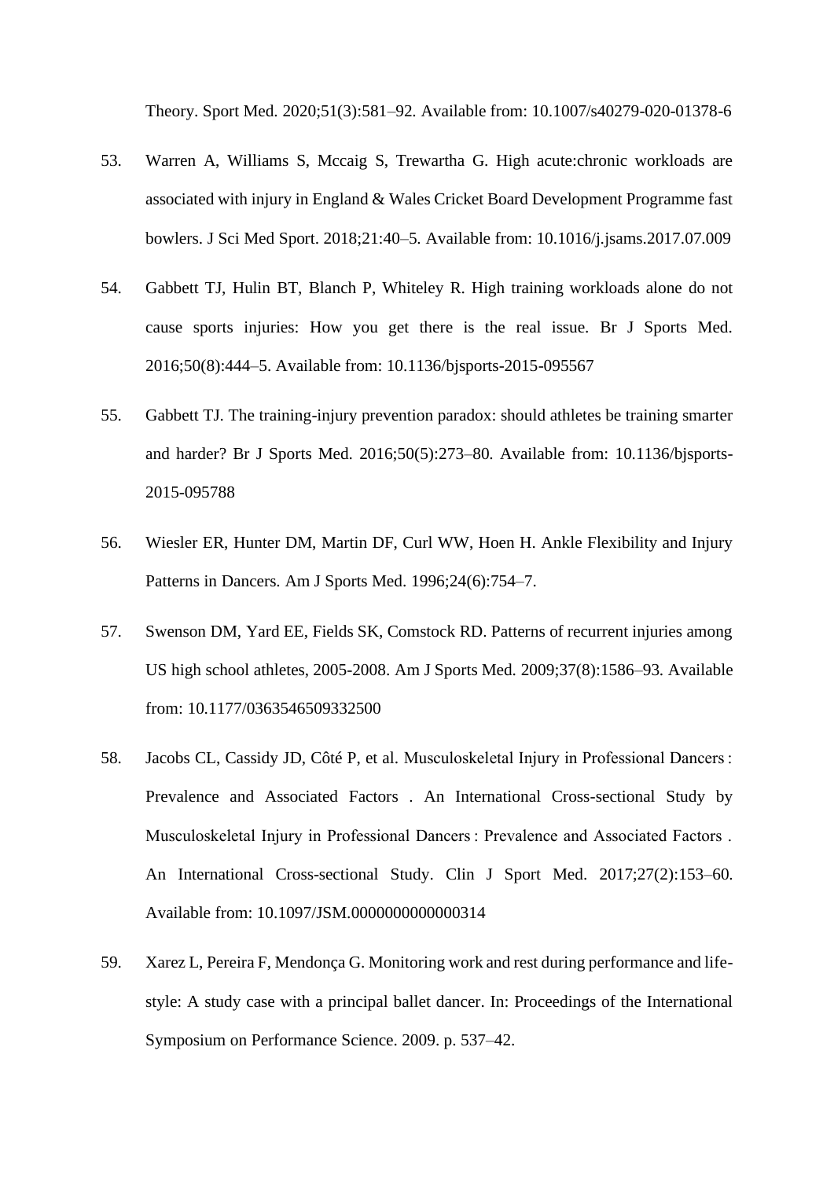Theory. Sport Med. 2020;51(3):581–92. Available from: 10.1007/s40279-020-01378-6

53. Warren A, Williams S, Mccaig S, Trewartha G. High acute:chronic workloads are associated with injury in England & Wales Cricket Board Development Programme fast bowlers. J Sci Med Sport. 2018;21:40–5. Available from: 10.1016/j.jsams.2017.07.009

54. Gabbett TJ, Hulin BT, Blanch P, Whiteley R. High training workloads alone do not cause sports injuries: How you get there is the real issue. Br J Sports Med. 2016;50(8):444–5. Available from: 10.1136/bjsports-2015-095567

55. Gabbett TJ. The training-injury prevention paradox: should athletes be training smarter and harder? Br J Sports Med. 2016;50(5):273–80. Available from: 10.1136/bjsports-2015-095788

56. Wiesler ER, Hunter DM, Martin DF, Curl WW, Hoen H. Ankle Flexibility and Injury Patterns in Dancers. Am J Sports Med. 1996;24(6):754–7.

57. Swenson DM, Yard EE, Fields SK, Comstock RD. Patterns of recurrent injuries among US high school athletes, 2005-2008. Am J Sports Med. 2009;37(8):1586–93. Available from: 10.1177/0363546509332500

58. Jacobs CL, Cassidy JD, Côté P, et al. Musculoskeletal Injury in Professional Dancers : Prevalence and Associated Factors . An International Cross-sectional Study by Musculoskeletal Injury in Professional Dancers : Prevalence and Associated Factors . An International Cross-sectional Study. Clin J Sport Med. 2017;27(2):153–60. Available from: 10.1097/JSM.0000000000000314

59. Xarez L, Pereira F, Mendonça G. Monitoring work and rest during performance and life-style: A study case with a principal ballet dancer. In: Proceedings of the International Symposium on Performance Science. 2009. p. 537–42.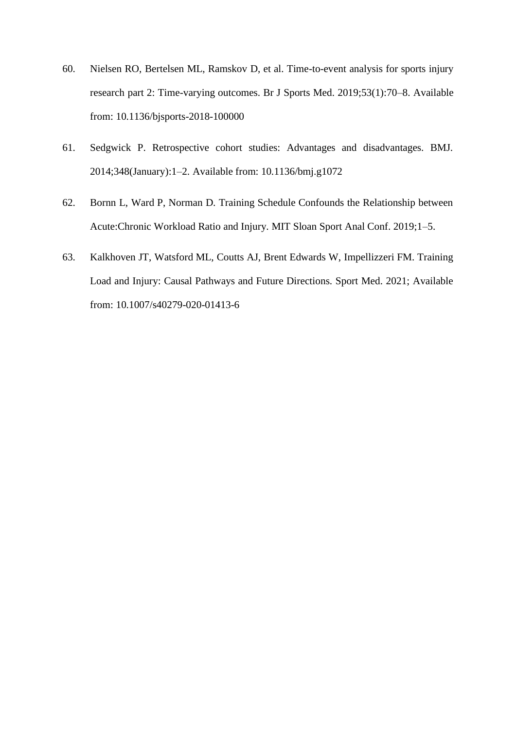60. Nielsen RO, Bertelsen ML, Ramskov D, et al. Time-to-event analysis for sports injury research part 2: Time-varying outcomes. Br J Sports Med. 2019;53(1):70–8. Available from: 10.1136/bjsports-2018-100000

61. Sedgwick P. Retrospective cohort studies: Advantages and disadvantages. BMJ. 2014;348(January):1–2. Available from: 10.1136/bmj.g1072

62. Bornn L, Ward P, Norman D. Training Schedule Confounds the Relationship between Acute:Chronic Workload Ratio and Injury. MIT Sloan Sport Anal Conf. 2019;1–5.

63. Kalkhoven JT, Watsford ML, Coutts AJ, Brent Edwards W, Impellizzeri FM. Training Load and Injury: Causal Pathways and Future Directions. Sport Med. 2021; Available from: 10.1007/s40279-020-01413-6